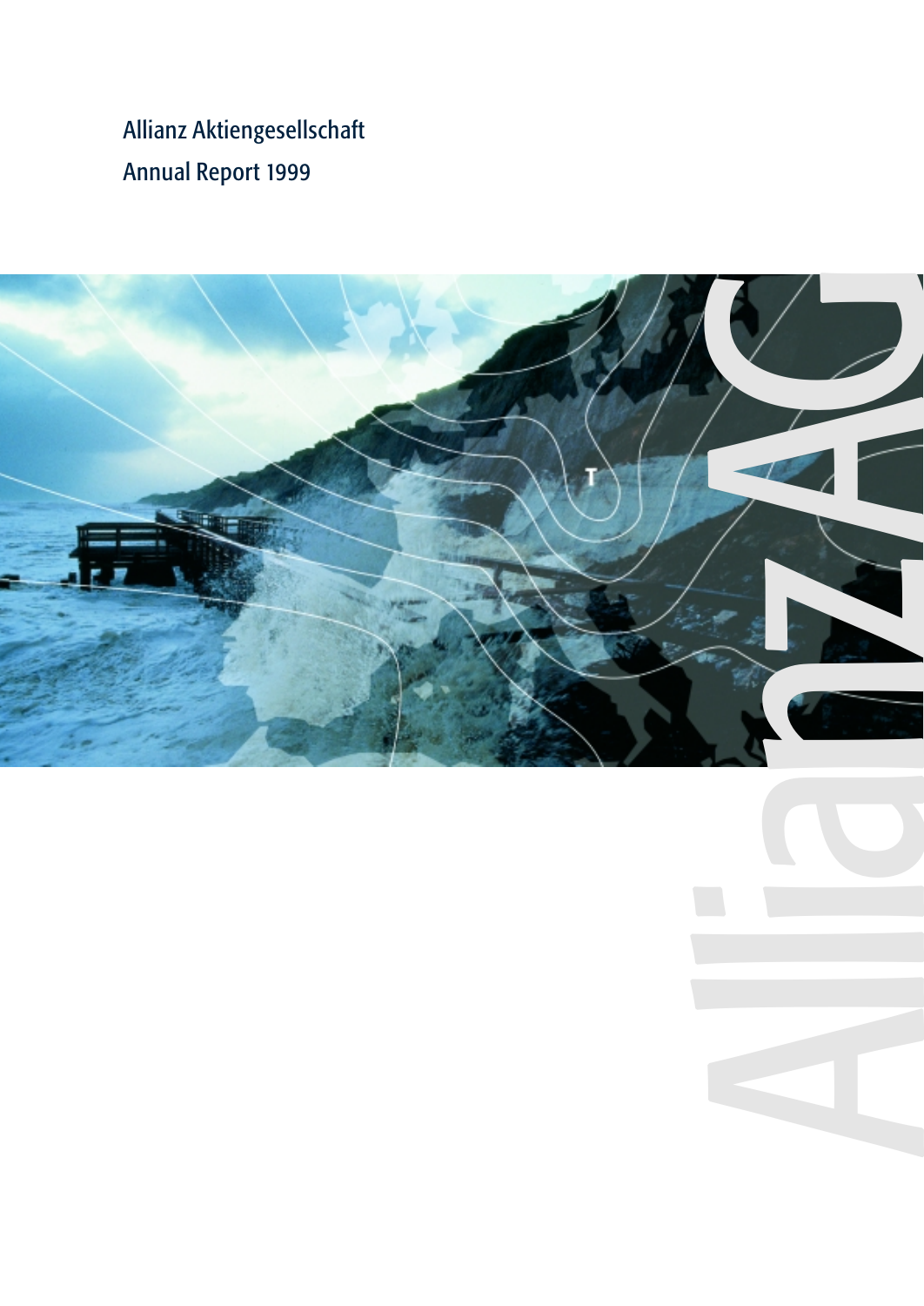# Allianz Aktiengesellschaft
## Annual Report 1999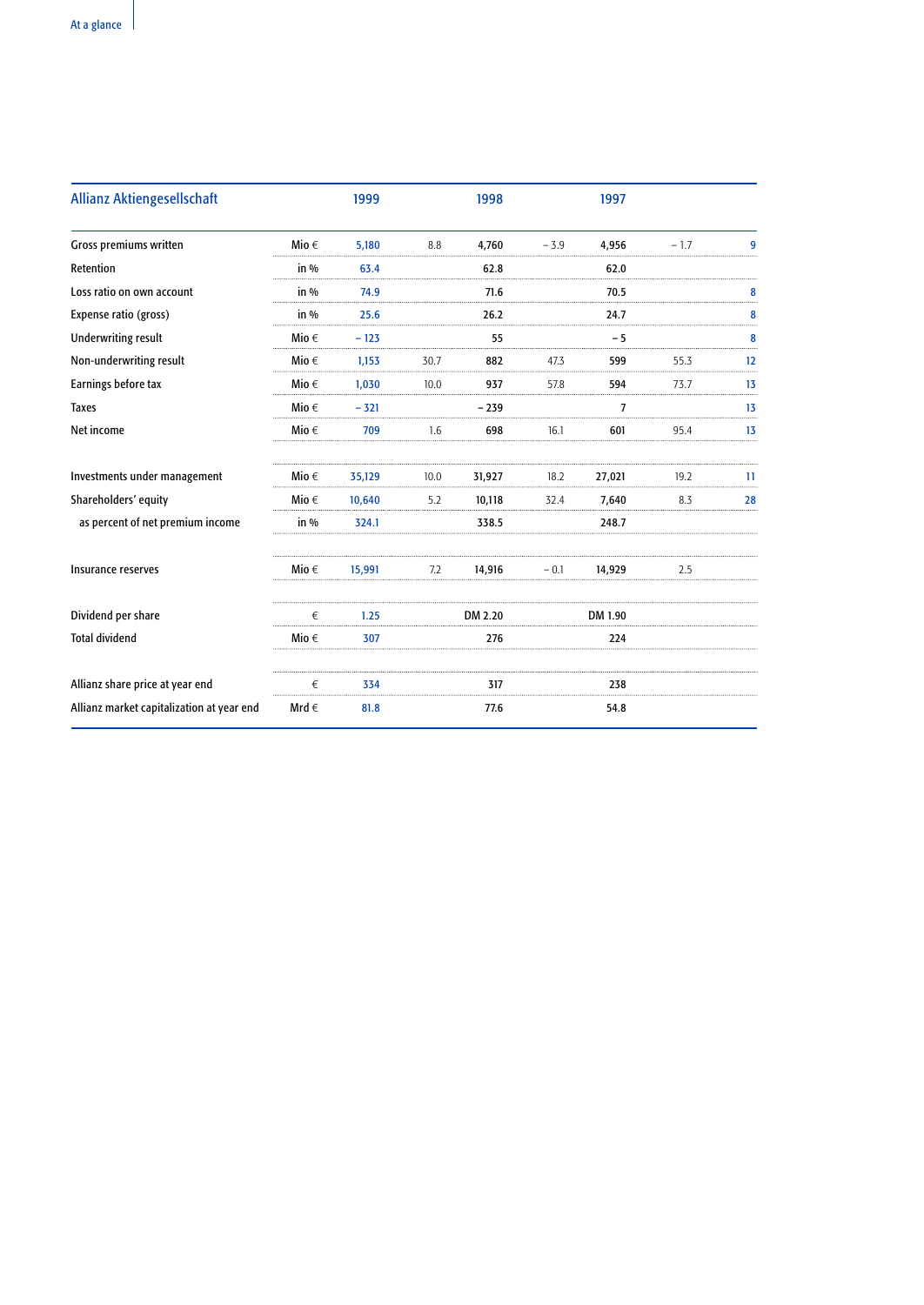| Allianz Aktiengesellschaft | | 1999 | | 1998 | | 1997 | | |
|---|---|---|---|---|---|---|---|---|
| Gross premiums written | Mio € | 5,180 | 8.8 | 4,760 | – 3.9 | 4,956 | – 1.7 | 9 |
| Retention | in % | 63.4 | | 62.8 | | 62.0 | | |
| Loss ratio on own account | in % | 74.9 | | 71.6 | | 70.5 | | 8 |
| Expense ratio (gross) | in % | 25.6 | | 26.2 | | 24.7 | | 8 |
| Underwriting result | Mio € | – 123 | | 55 | | – 5 | | 8 |
| Non-underwriting result | Mio € | 1,153 | 30.7 | 882 | 47.3 | 599 | 55.3 | 12 |
| Earnings before tax | Mio € | 1,030 | 10.0 | 937 | 57.8 | 594 | 73.7 | 13 |
| Taxes | Mio € | – 321 | | – 239 | | 7 | | 13 |
| Net income | Mio € | 709 | 1.6 | 698 | 16.1 | 601 | 95.4 | 13 |
| | | | | | | | | |
| Investments under management | Mio € | 35,129 | 10.0 | 31,927 | 18.2 | 27,021 | 19.2 | 11 |
| Shareholders' equity | Mio € | 10,640 | 5.2 | 10,118 | 32.4 | 7,640 | 8.3 | 28 |
| as percent of net premium income | in % | 324.1 | | 338.5 | | 248.7 | | |
| | | | | | | | | |
| Insurance reserves | Mio € | 15,991 | 7.2 | 14,916 | – 0.1 | 14,929 | 2.5 | |
| | | | | | | | | |
| Dividend per share | € | 1.25 | | DM 2.20 | | DM 1.90 | | |
| Total dividend | Mio € | 307 | | 276 | | 224 | | |
| | | | | | | | | |
| Allianz share price at year end | € | 334 | | 317 | | 238 | | |
| Allianz market capitalization at year end | Mrd € | 81.8 | | 77.6 | | 54.8 | | |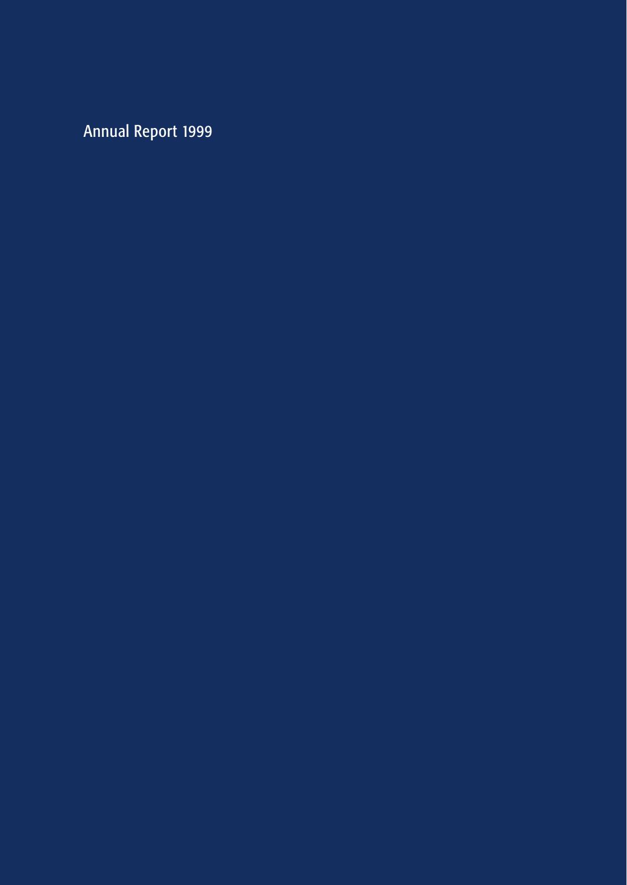Annual Report 1999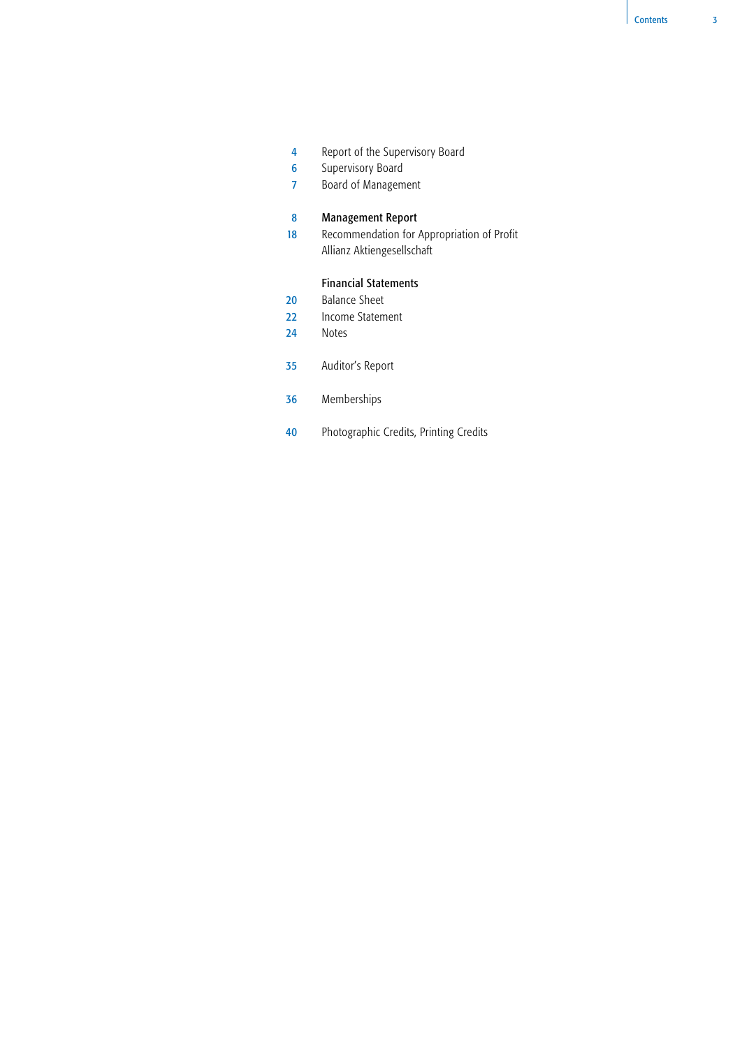# Contents

| | |
|---|---|
| 4 | Report of the Supervisory Board |
| 6 | Supervisory Board |
| 7 | Board of Management |
| | |
| 8 | **Management Report** |
| 18 | Recommendation for Appropriation of Profit Allianz Aktiengesellschaft |
| | |
| | **Financial Statements** |
| 20 | Balance Sheet |
| 22 | Income Statement |
| 24 | Notes |
| | |
| 35 | Auditor's Report |
| | |
| 36 | Memberships |
| | |
| 40 | Photographic Credits, Printing Credits |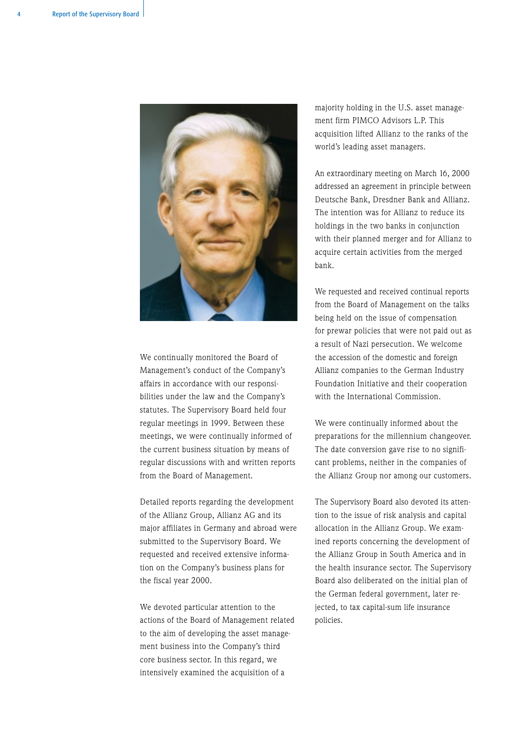We continually monitored the Board of Management's conduct of the Company's affairs in accordance with our responsibilities under the law and the Company's statutes. The Supervisory Board held four regular meetings in 1999. Between these meetings, we were continually informed of the current business situation by means of regular discussions with and written reports from the Board of Management.

Detailed reports regarding the development of the Allianz Group, Allianz AG and its major affiliates in Germany and abroad were submitted to the Supervisory Board. We requested and received extensive information on the Company's business plans for the fiscal year 2000.

We devoted particular attention to the actions of the Board of Management related to the aim of developing the asset management business into the Company's third core business sector. In this regard, we intensively examined the acquisition of a majority holding in the U.S. asset management firm PIMCO Advisors L.P. This acquisition lifted Allianz to the ranks of the world's leading asset managers.

An extraordinary meeting on March 16, 2000 addressed an agreement in principle between Deutsche Bank, Dresdner Bank and Allianz. The intention was for Allianz to reduce its holdings in the two banks in conjunction with their planned merger and for Allianz to acquire certain activities from the merged bank.

We requested and received continual reports from the Board of Management on the talks being held on the issue of compensation for prewar policies that were not paid out as a result of Nazi persecution. We welcome the accession of the domestic and foreign Allianz companies to the German Industry Foundation Initiative and their cooperation with the International Commission.

We were continually informed about the preparations for the millennium changeover. The date conversion gave rise to no significant problems, neither in the companies of the Allianz Group nor among our customers.

The Supervisory Board also devoted its attention to the issue of risk analysis and capital allocation in the Allianz Group. We examined reports concerning the development of the Allianz Group in South America and in the health insurance sector. The Supervisory Board also deliberated on the initial plan of the German federal government, later rejected, to tax capital-sum life insurance policies.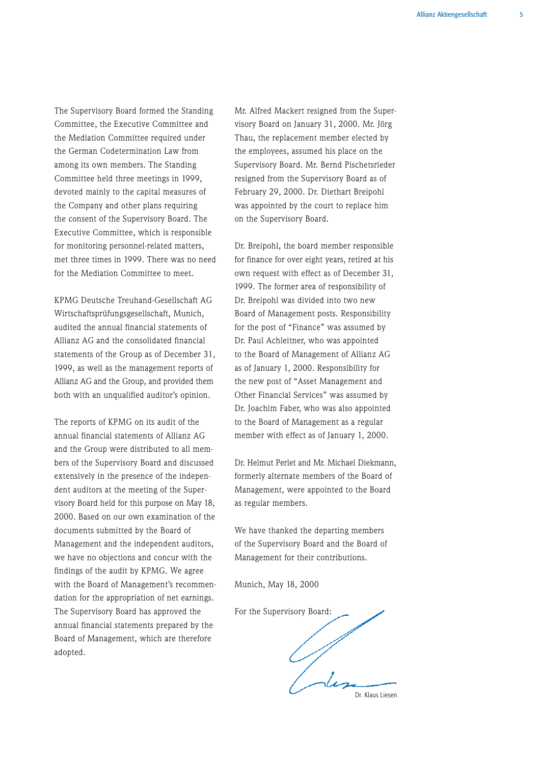The Supervisory Board formed the Standing Committee, the Executive Committee and the Mediation Committee required under the German Codetermination Law from among its own members. The Standing Committee held three meetings in 1999, devoted mainly to the capital measures of the Company and other plans requiring the consent of the Supervisory Board. The Executive Committee, which is responsible for monitoring personnel-related matters, met three times in 1999. There was no need for the Mediation Committee to meet.

KPMG Deutsche Treuhand-Gesellschaft AG Wirtschaftsprüfungsgesellschaft, Munich, audited the annual financial statements of Allianz AG and the consolidated financial statements of the Group as of December 31, 1999, as well as the management reports of Allianz AG and the Group, and provided them both with an unqualified auditor's opinion.

The reports of KPMG on its audit of the annual financial statements of Allianz AG and the Group were distributed to all members of the Supervisory Board and discussed extensively in the presence of the independent auditors at the meeting of the Supervisory Board held for this purpose on May 18, 2000. Based on our own examination of the documents submitted by the Board of Management and the independent auditors, we have no objections and concur with the findings of the audit by KPMG. We agree with the Board of Management's recommendation for the appropriation of net earnings. The Supervisory Board has approved the annual financial statements prepared by the Board of Management, which are therefore adopted.

Mr. Alfred Mackert resigned from the Supervisory Board on January 31, 2000. Mr. Jörg Thau, the replacement member elected by the employees, assumed his place on the Supervisory Board. Mr. Bernd Pischetsrieder resigned from the Supervisory Board as of February 29, 2000. Dr. Diethart Breipohl was appointed by the court to replace him on the Supervisory Board.

Dr. Breipohl, the board member responsible for finance for over eight years, retired at his own request with effect as of December 31, 1999. The former area of responsibility of Dr. Breipohl was divided into two new Board of Management posts. Responsibility for the post of "Finance" was assumed by Dr. Paul Achleitner, who was appointed to the Board of Management of Allianz AG as of January 1, 2000. Responsibility for the new post of "Asset Management and Other Financial Services" was assumed by Dr. Joachim Faber, who was also appointed to the Board of Management as a regular member with effect as of January 1, 2000.

Dr. Helmut Perlet and Mr. Michael Diekmann, formerly alternate members of the Board of Management, were appointed to the Board as regular members.

We have thanked the departing members of the Supervisory Board and the Board of Management for their contributions.

Munich, May 18, 2000

For the Supervisory Board:

Dr. Klaus Liesen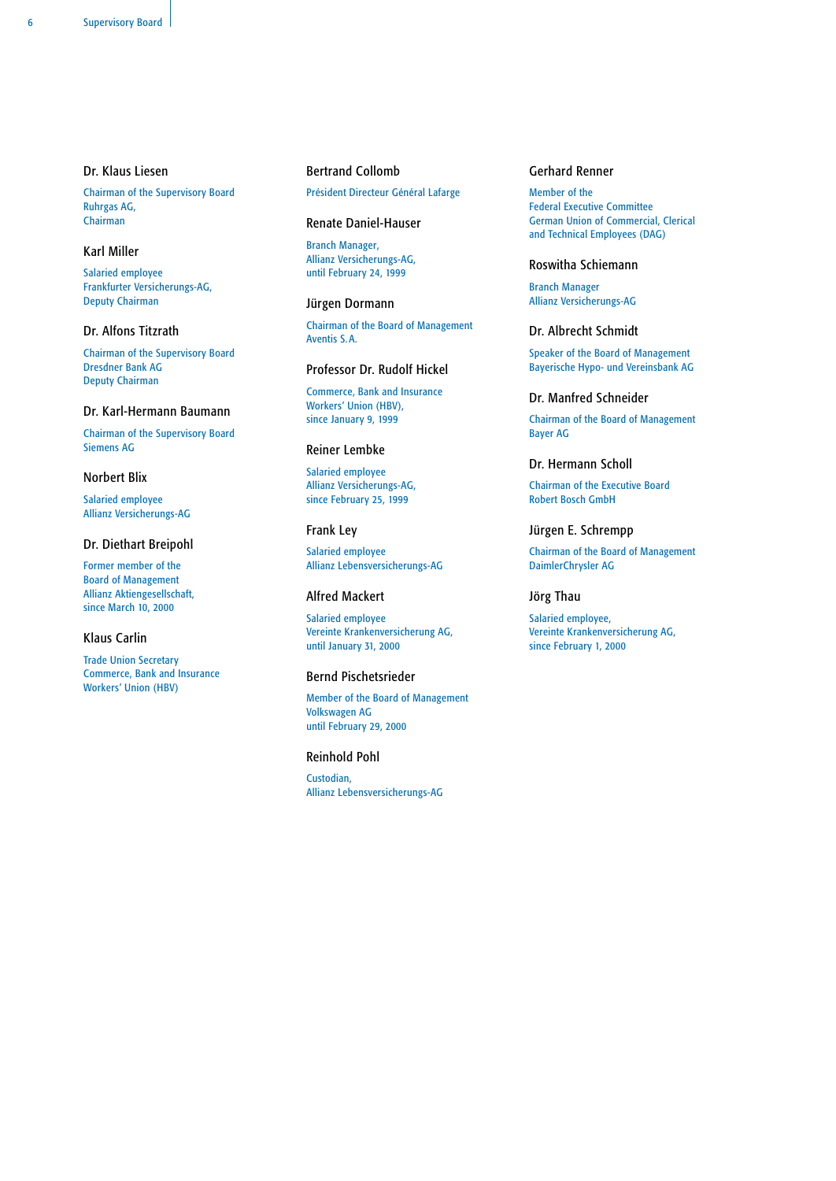**Dr. Klaus Liesen**

Chairman of the Supervisory Board
Ruhrgas AG,
Chairman

**Karl Miller**

Salaried employee
Frankfurter Versicherungs-AG,
Deputy Chairman

**Dr. Alfons Titzrath**

Chairman of the Supervisory Board
Dresdner Bank AG
Deputy Chairman

**Dr. Karl-Hermann Baumann**

Chairman of the Supervisory Board
Siemens AG

**Norbert Blix**

Salaried employee
Allianz Versicherungs-AG

**Dr. Diethart Breipohl**

Former member of the
Board of Management
Allianz Aktiengesellschaft,
since March 10, 2000

**Klaus Carlin**

Trade Union Secretary
Commerce, Bank and Insurance
Workers' Union (HBV)

**Bertrand Collomb**

Président Directeur Général Lafarge

**Renate Daniel-Hauser**

Branch Manager,
Allianz Versicherungs-AG,
until February 24, 1999

**Jürgen Dormann**

Chairman of the Board of Management
Aventis S.A.

**Professor Dr. Rudolf Hickel**

Commerce, Bank and Insurance
Workers' Union (HBV),
since January 9, 1999

**Reiner Lembke**

Salaried employee
Allianz Versicherungs-AG,
since February 25, 1999

**Frank Ley**

Salaried employee
Allianz Lebensversicherungs-AG

**Alfred Mackert**

Salaried employee
Vereinte Krankenversicherung AG,
until January 31, 2000

**Bernd Pischetsrieder**

Member of the Board of Management
Volkswagen AG
until February 29, 2000

**Reinhold Pohl**

Custodian,
Allianz Lebensversicherungs-AG

**Gerhard Renner**

Member of the
Federal Executive Committee
German Union of Commercial, Clerical
and Technical Employees (DAG)

**Roswitha Schiemann**

Branch Manager
Allianz Versicherungs-AG

**Dr. Albrecht Schmidt**

Speaker of the Board of Management
Bayerische Hypo- und Vereinsbank AG

**Dr. Manfred Schneider**

Chairman of the Board of Management
Bayer AG

**Dr. Hermann Scholl**

Chairman of the Executive Board
Robert Bosch GmbH

**Jürgen E. Schrempp**

Chairman of the Board of Management
DaimlerChrysler AG

**Jörg Thau**

Salaried employee,
Vereinte Krankenversicherung AG,
since February 1, 2000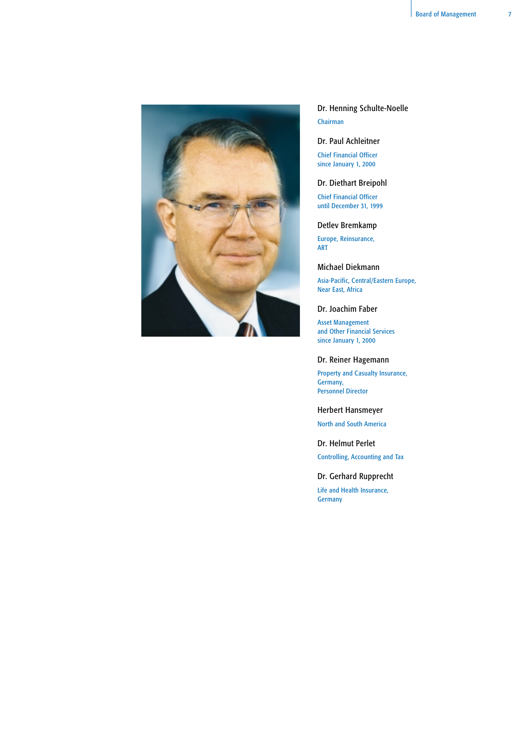**Dr. Henning Schulte-Noelle**

Chairman

**Dr. Paul Achleitner**

Chief Financial Officer
since January 1, 2000

**Dr. Diethart Breipohl**

Chief Financial Officer
until December 31, 1999

**Detlev Bremkamp**

Europe, Reinsurance,
ART

**Michael Diekmann**

Asia-Pacific, Central/Eastern Europe,
Near East, Africa

**Dr. Joachim Faber**

Asset Management
and Other Financial Services
since January 1, 2000

**Dr. Reiner Hagemann**

Property and Casualty Insurance,
Germany,
Personnel Director

**Herbert Hansmeyer**

North and South America

**Dr. Helmut Perlet**

Controlling, Accounting and Tax

**Dr. Gerhard Rupprecht**

Life and Health Insurance,
Germany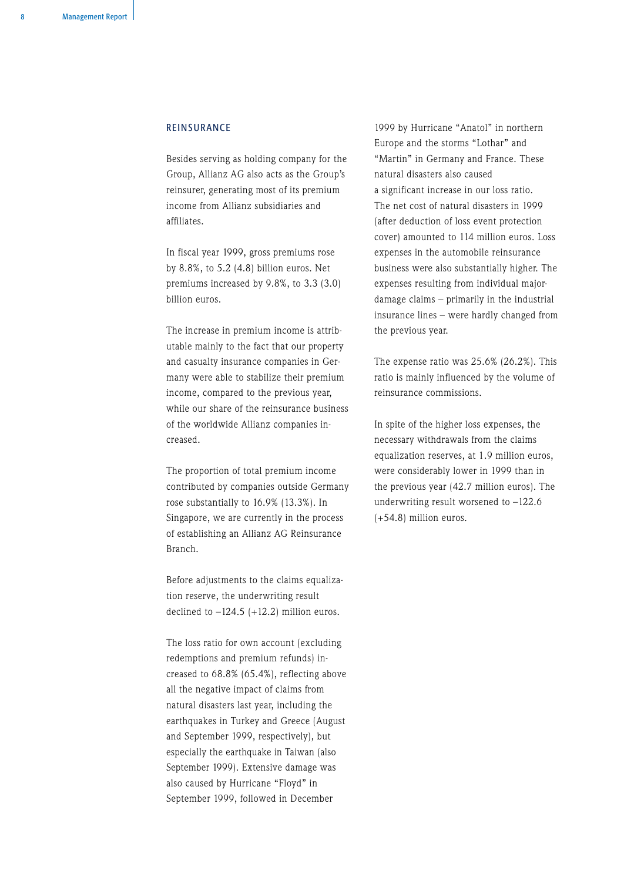## REINSURANCE

Besides serving as holding company for the Group, Allianz AG also acts as the Group's reinsurer, generating most of its premium income from Allianz subsidiaries and affiliates.

In fiscal year 1999, gross premiums rose by 8.8%, to 5.2 (4.8) billion euros. Net premiums increased by 9.8%, to 3.3 (3.0) billion euros.

The increase in premium income is attributable mainly to the fact that our property and casualty insurance companies in Germany were able to stabilize their premium income, compared to the previous year, while our share of the reinsurance business of the worldwide Allianz companies increased.

The proportion of total premium income contributed by companies outside Germany rose substantially to 16.9% (13.3%). In Singapore, we are currently in the process of establishing an Allianz AG Reinsurance Branch.

Before adjustments to the claims equalization reserve, the underwriting result declined to –124.5 (+12.2) million euros.

The loss ratio for own account (excluding redemptions and premium refunds) increased to 68.8% (65.4%), reflecting above all the negative impact of claims from natural disasters last year, including the earthquakes in Turkey and Greece (August and September 1999, respectively), but especially the earthquake in Taiwan (also September 1999). Extensive damage was also caused by Hurricane "Floyd" in September 1999, followed in December 1999 by Hurricane "Anatol" in northern Europe and the storms "Lothar" and "Martin" in Germany and France. These natural disasters also caused a significant increase in our loss ratio. The net cost of natural disasters in 1999 (after deduction of loss event protection cover) amounted to 114 million euros. Loss expenses in the automobile reinsurance business were also substantially higher. The expenses resulting from individual major-damage claims – primarily in the industrial insurance lines – were hardly changed from the previous year.

The expense ratio was 25.6% (26.2%). This ratio is mainly influenced by the volume of reinsurance commissions.

In spite of the higher loss expenses, the necessary withdrawals from the claims equalization reserves, at 1.9 million euros, were considerably lower in 1999 than in the previous year (42.7 million euros). The underwriting result worsened to –122.6 (+54.8) million euros.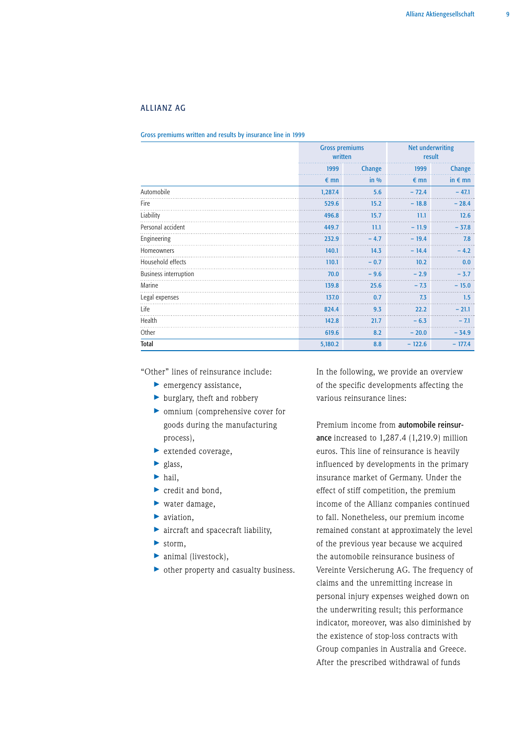## ALLIANZ AG

Gross premiums written and results by insurance line in 1999

| | Gross premiums written | | Net underwriting result | |
|---|---|---|---|---|
| | 1999 | Change | 1999 | Change |
| | € mn | in % | € mn | in € mn |
| Automobile | 1,287.4 | 5.6 | – 72.4 | – 47.1 |
| Fire | 529.6 | 15.2 | – 18.8 | – 28.4 |
| Liability | 496.8 | 15.7 | 11.1 | 12.6 |
| Personal accident | 449.7 | 11.1 | – 11.9 | – 37.8 |
| Engineering | 232.9 | – 4.7 | – 19.4 | 7.8 |
| Homeowners | 140.1 | 14.3 | – 14.4 | – 4.2 |
| Household effects | 110.1 | – 0.7 | 10.2 | 0.0 |
| Business interruption | 70.0 | – 9.6 | – 2.9 | – 3.7 |
| Marine | 139.8 | 25.6 | – 7.3 | – 15.0 |
| Legal expenses | 137.0 | 0.7 | 7.3 | 1.5 |
| Life | 824.4 | 9.3 | 22.2 | – 21.1 |
| Health | 142.8 | 21.7 | – 6.3 | – 7.1 |
| Other | 619.6 | 8.2 | – 20.0 | – 34.9 |
| **Total** | 5,180.2 | 8.8 | – 122.6 | – 177.4 |

"Other" lines of reinsurance include:

- emergency assistance,
- burglary, theft and robbery
- omnium (comprehensive cover for goods during the manufacturing process),
- extended coverage,
- glass,
- hail,
- credit and bond,
- water damage,
- aviation,
- aircraft and spacecraft liability,
- storm,
- animal (livestock),
- other property and casualty business.

In the following, we provide an overview of the specific developments affecting the various reinsurance lines:

Premium income from **automobile reinsurance** increased to 1,287.4 (1,219.9) million euros. This line of reinsurance is heavily influenced by developments in the primary insurance market of Germany. Under the effect of stiff competition, the premium income of the Allianz companies continued to fall. Nonetheless, our premium income remained constant at approximately the level of the previous year because we acquired the automobile reinsurance business of Vereinte Versicherung AG. The frequency of claims and the unremitting increase in personal injury expenses weighed down on the underwriting result; this performance indicator, moreover, was also diminished by the existence of stop-loss contracts with Group companies in Australia and Greece. After the prescribed withdrawal of funds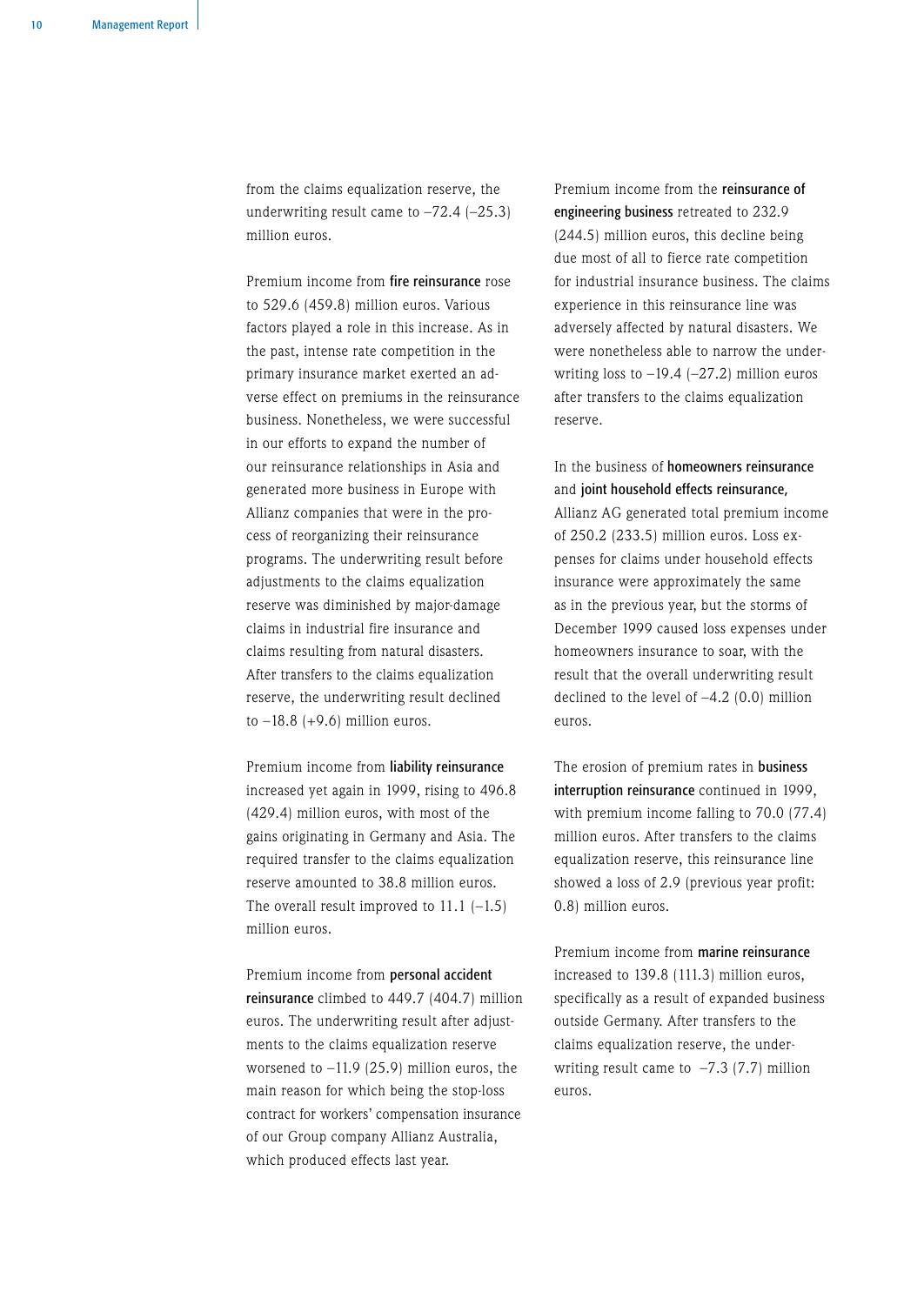from the claims equalization reserve, the underwriting result came to –72.4 (–25.3) million euros.

Premium income from **fire reinsurance** rose to 529.6 (459.8) million euros. Various factors played a role in this increase. As in the past, intense rate competition in the primary insurance market exerted an adverse effect on premiums in the reinsurance business. Nonetheless, we were successful in our efforts to expand the number of our reinsurance relationships in Asia and generated more business in Europe with Allianz companies that were in the process of reorganizing their reinsurance programs. The underwriting result before adjustments to the claims equalization reserve was diminished by major-damage claims in industrial fire insurance and claims resulting from natural disasters. After transfers to the claims equalization reserve, the underwriting result declined to –18.8 (+9.6) million euros.

Premium income from **liability reinsurance** increased yet again in 1999, rising to 496.8 (429.4) million euros, with most of the gains originating in Germany and Asia. The required transfer to the claims equalization reserve amounted to 38.8 million euros. The overall result improved to 11.1 (–1.5) million euros.

Premium income from **personal accident reinsurance** climbed to 449.7 (404.7) million euros. The underwriting result after adjustments to the claims equalization reserve worsened to –11.9 (25.9) million euros, the main reason for which being the stop-loss contract for workers' compensation insurance of our Group company Allianz Australia, which produced effects last year.

Premium income from the **reinsurance of engineering business** retreated to 232.9 (244.5) million euros, this decline being due most of all to fierce rate competition for industrial insurance business. The claims experience in this reinsurance line was adversely affected by natural disasters. We were nonetheless able to narrow the underwriting loss to –19.4 (–27.2) million euros after transfers to the claims equalization reserve.

In the business of **homeowners reinsurance** and **joint household effects reinsurance**, Allianz AG generated total premium income of 250.2 (233.5) million euros. Loss expenses for claims under household effects insurance were approximately the same as in the previous year, but the storms of December 1999 caused loss expenses under homeowners insurance to soar, with the result that the overall underwriting result declined to the level of –4.2 (0.0) million euros.

The erosion of premium rates in **business interruption reinsurance** continued in 1999, with premium income falling to 70.0 (77.4) million euros. After transfers to the claims equalization reserve, this reinsurance line showed a loss of 2.9 (previous year profit: 0.8) million euros.

Premium income from **marine reinsurance** increased to 139.8 (111.3) million euros, specifically as a result of expanded business outside Germany. After transfers to the claims equalization reserve, the underwriting result came to –7.3 (7.7) million euros.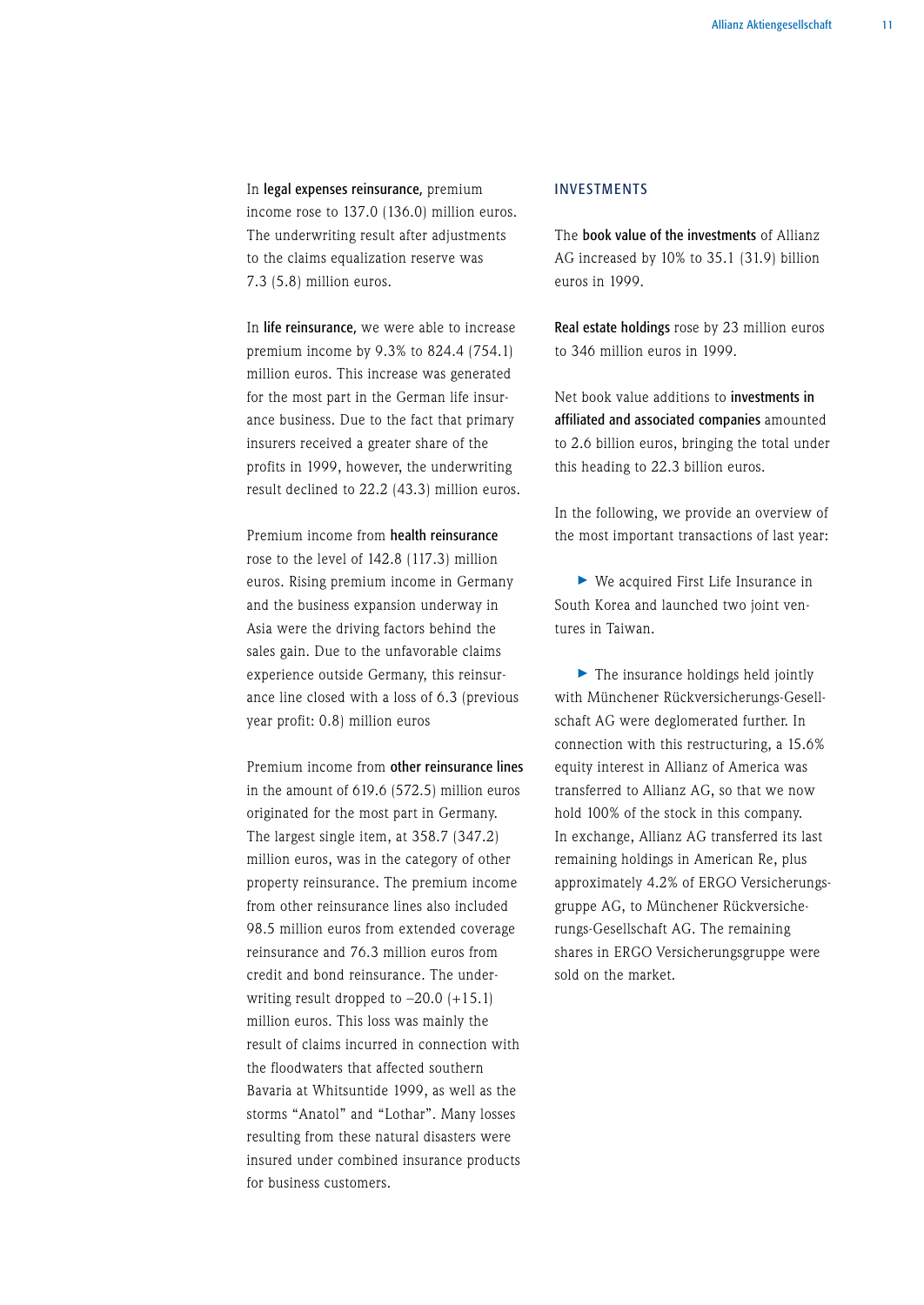In **legal expenses reinsurance**, premium income rose to 137.0 (136.0) million euros. The underwriting result after adjustments to the claims equalization reserve was 7.3 (5.8) million euros.

In **life reinsurance**, we were able to increase premium income by 9.3% to 824.4 (754.1) million euros. This increase was generated for the most part in the German life insurance business. Due to the fact that primary insurers received a greater share of the profits in 1999, however, the underwriting result declined to 22.2 (43.3) million euros.

Premium income from **health reinsurance** rose to the level of 142.8 (117.3) million euros. Rising premium income in Germany and the business expansion underway in Asia were the driving factors behind the sales gain. Due to the unfavorable claims experience outside Germany, this reinsurance line closed with a loss of 6.3 (previous year profit: 0.8) million euros

Premium income from **other reinsurance lines** in the amount of 619.6 (572.5) million euros originated for the most part in Germany. The largest single item, at 358.7 (347.2) million euros, was in the category of other property reinsurance. The premium income from other reinsurance lines also included 98.5 million euros from extended coverage reinsurance and 76.3 million euros from credit and bond reinsurance. The underwriting result dropped to –20.0 (+15.1) million euros. This loss was mainly the result of claims incurred in connection with the floodwaters that affected southern Bavaria at Whitsuntide 1999, as well as the storms "Anatol" and "Lothar". Many losses resulting from these natural disasters were insured under combined insurance products for business customers.

## INVESTMENTS

The **book value of the investments** of Allianz AG increased by 10% to 35.1 (31.9) billion euros in 1999.

**Real estate holdings** rose by 23 million euros to 346 million euros in 1999.

Net book value additions to **investments in affiliated and associated companies** amounted to 2.6 billion euros, bringing the total under this heading to 22.3 billion euros.

In the following, we provide an overview of the most important transactions of last year:

- We acquired First Life Insurance in South Korea and launched two joint ventures in Taiwan.

- The insurance holdings held jointly with Münchener Rückversicherungs-Gesellschaft AG were deglomerated further. In connection with this restructuring, a 15.6% equity interest in Allianz of America was transferred to Allianz AG, so that we now hold 100% of the stock in this company. In exchange, Allianz AG transferred its last remaining holdings in American Re, plus approximately 4.2% of ERGO Versicherungsgruppe AG, to Münchener Rückversicherungs-Gesellschaft AG. The remaining shares in ERGO Versicherungsgruppe were sold on the market.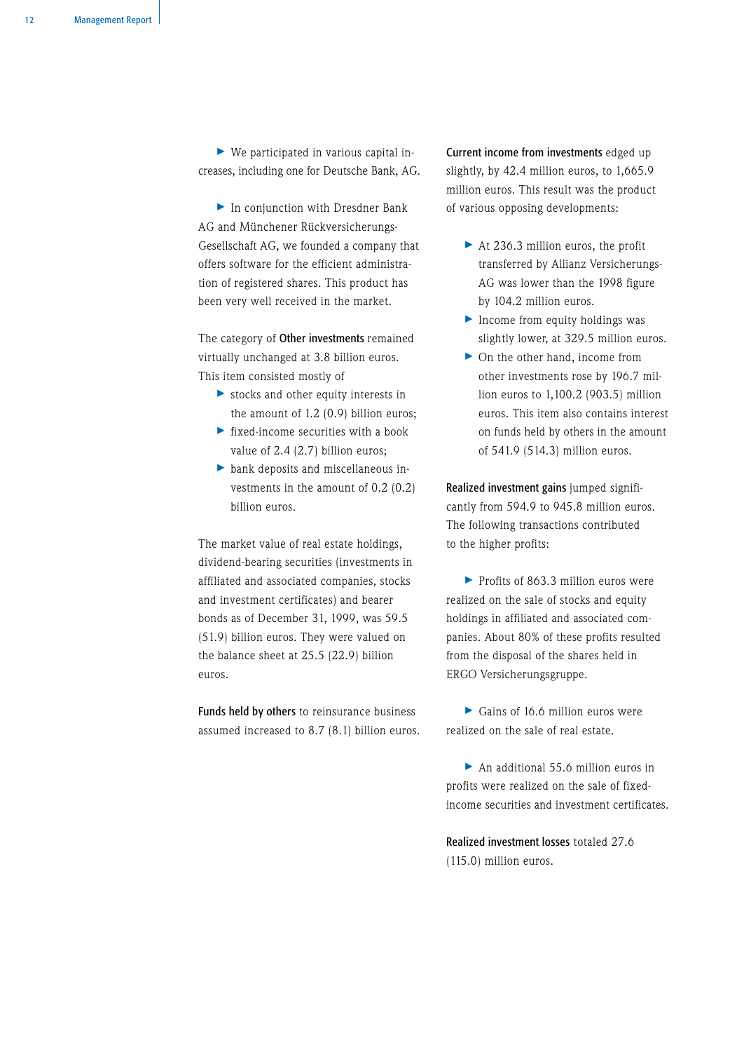- We participated in various capital increases, including one for Deutsche Bank, AG.

- In conjunction with Dresdner Bank AG and Münchener Rückversicherungs-Gesellschaft AG, we founded a company that offers software for the efficient administration of registered shares. This product has been very well received in the market.

The category of **Other investments** remained virtually unchanged at 3.8 billion euros. This item consisted mostly of

- stocks and other equity interests in the amount of 1.2 (0.9) billion euros;
- fixed-income securities with a book value of 2.4 (2.7) billion euros;
- bank deposits and miscellaneous investments in the amount of 0.2 (0.2) billion euros.

The market value of real estate holdings, dividend-bearing securities (investments in affiliated and associated companies, stocks and investment certificates) and bearer bonds as of December 31, 1999, was 59.5 (51.9) billion euros. They were valued on the balance sheet at 25.5 (22.9) billion euros.

**Funds held by others** to reinsurance business assumed increased to 8.7 (8.1) billion euros.

**Current income from investments** edged up slightly, by 42.4 million euros, to 1,665.9 million euros. This result was the product of various opposing developments:

- At 236.3 million euros, the profit transferred by Allianz Versicherungs-AG was lower than the 1998 figure by 104.2 million euros.
- Income from equity holdings was slightly lower, at 329.5 million euros.
- On the other hand, income from other investments rose by 196.7 million euros to 1,100.2 (903.5) million euros. This item also contains interest on funds held by others in the amount of 541.9 (514.3) million euros.

**Realized investment gains** jumped significantly from 594.9 to 945.8 million euros. The following transactions contributed to the higher profits:

- Profits of 863.3 million euros were realized on the sale of stocks and equity holdings in affiliated and associated companies. About 80% of these profits resulted from the disposal of the shares held in ERGO Versicherungsgruppe.

- Gains of 16.6 million euros were realized on the sale of real estate.

- An additional 55.6 million euros in profits were realized on the sale of fixed-income securities and investment certificates.

**Realized investment losses** totaled 27.6 (115.0) million euros.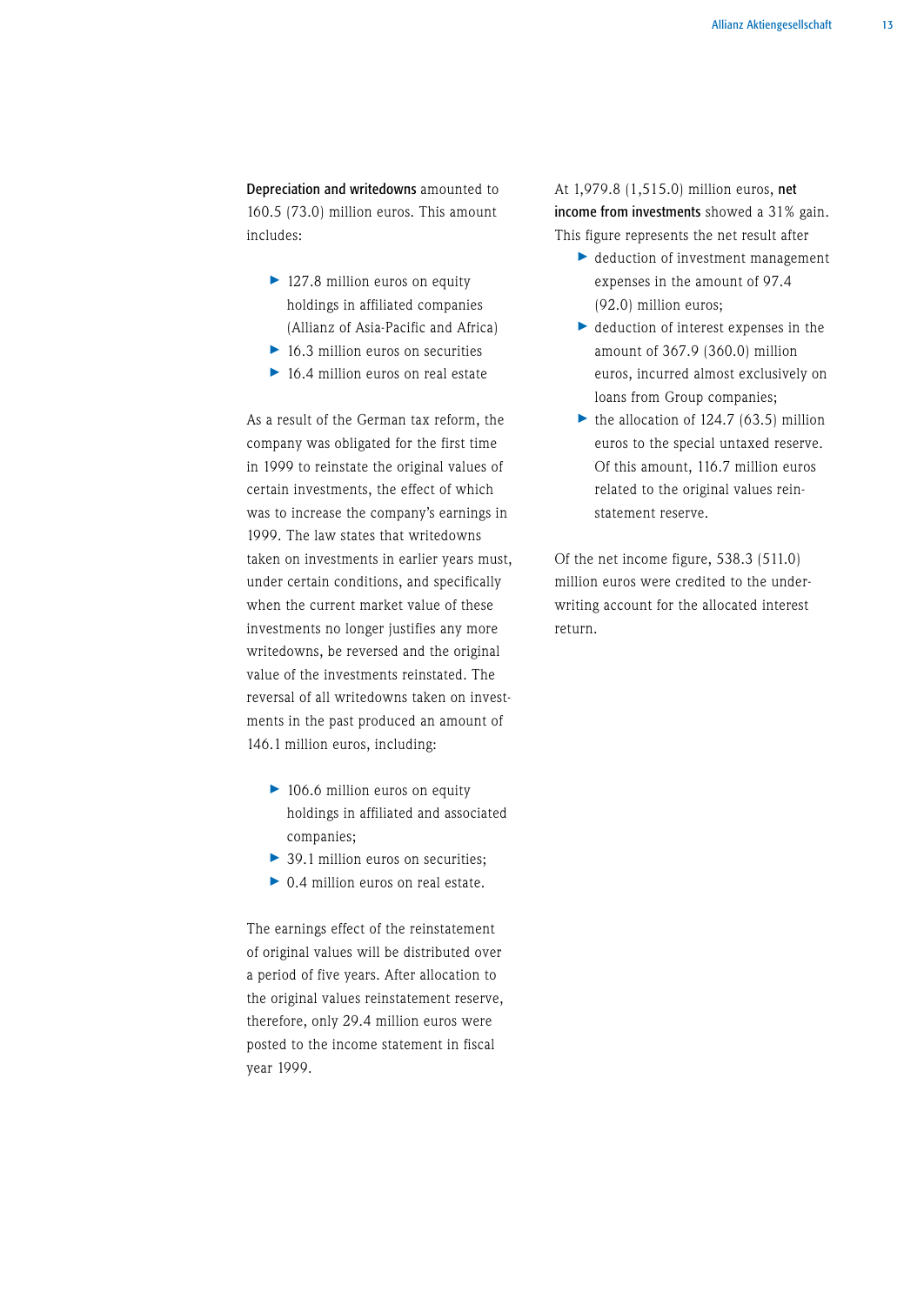**Depreciation and writedowns** amounted to 160.5 (73.0) million euros. This amount includes:

- 127.8 million euros on equity holdings in affiliated companies (Allianz of Asia-Pacific and Africa)
- 16.3 million euros on securities
- 16.4 million euros on real estate

As a result of the German tax reform, the company was obligated for the first time in 1999 to reinstate the original values of certain investments, the effect of which was to increase the company's earnings in 1999. The law states that writedowns taken on investments in earlier years must, under certain conditions, and specifically when the current market value of these investments no longer justifies any more writedowns, be reversed and the original value of the investments reinstated. The reversal of all writedowns taken on investments in the past produced an amount of 146.1 million euros, including:

- 106.6 million euros on equity holdings in affiliated and associated companies;
- 39.1 million euros on securities;
- 0.4 million euros on real estate.

The earnings effect of the reinstatement of original values will be distributed over a period of five years. After allocation to the original values reinstatement reserve, therefore, only 29.4 million euros were posted to the income statement in fiscal year 1999.

At 1,979.8 (1,515.0) million euros, **net income from investments** showed a 31% gain. This figure represents the net result after

- deduction of investment management expenses in the amount of 97.4 (92.0) million euros;
- deduction of interest expenses in the amount of 367.9 (360.0) million euros, incurred almost exclusively on loans from Group companies;
- the allocation of 124.7 (63.5) million euros to the special untaxed reserve. Of this amount, 116.7 million euros related to the original values reinstatement reserve.

Of the net income figure, 538.3 (511.0) million euros were credited to the underwriting account for the allocated interest return.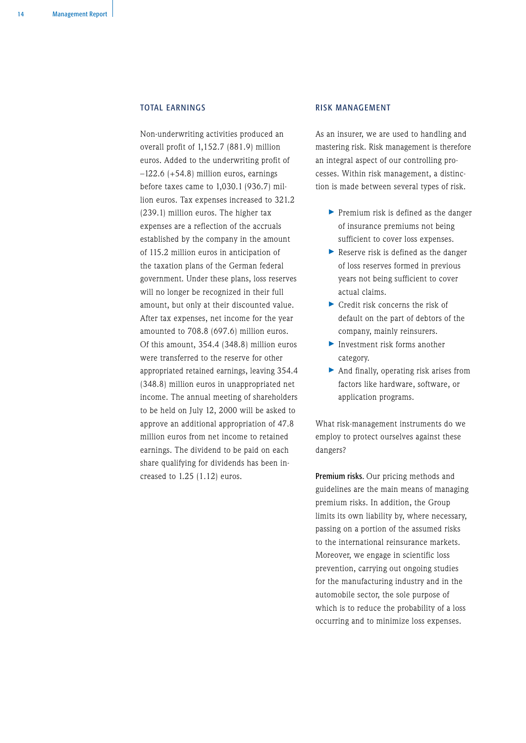## TOTAL EARNINGS

Non-underwriting activities produced an overall profit of 1,152.7 (881.9) million euros. Added to the underwriting profit of –122.6 (+54.8) million euros, earnings before taxes came to 1,030.1 (936.7) million euros. Tax expenses increased to 321.2 (239.1) million euros. The higher tax expenses are a reflection of the accruals established by the company in the amount of 115.2 million euros in anticipation of the taxation plans of the German federal government. Under these plans, loss reserves will no longer be recognized in their full amount, but only at their discounted value. After tax expenses, net income for the year amounted to 708.8 (697.6) million euros. Of this amount, 354.4 (348.8) million euros were transferred to the reserve for other appropriated retained earnings, leaving 354.4 (348.8) million euros in unappropriated net income. The annual meeting of shareholders to be held on July 12, 2000 will be asked to approve an additional appropriation of 47.8 million euros from net income to retained earnings. The dividend to be paid on each share qualifying for dividends has been increased to 1.25 (1.12) euros.

## RISK MANAGEMENT

As an insurer, we are used to handling and mastering risk. Risk management is therefore an integral aspect of our controlling processes. Within risk management, a distinction is made between several types of risk.

- Premium risk is defined as the danger of insurance premiums not being sufficient to cover loss expenses.
- Reserve risk is defined as the danger of loss reserves formed in previous years not being sufficient to cover actual claims.
- Credit risk concerns the risk of default on the part of debtors of the company, mainly reinsurers.
- Investment risk forms another category.
- And finally, operating risk arises from factors like hardware, software, or application programs.

What risk-management instruments do we employ to protect ourselves against these dangers?

**Premium risks.** Our pricing methods and guidelines are the main means of managing premium risks. In addition, the Group limits its own liability by, where necessary, passing on a portion of the assumed risks to the international reinsurance markets. Moreover, we engage in scientific loss prevention, carrying out ongoing studies for the manufacturing industry and in the automobile sector, the sole purpose of which is to reduce the probability of a loss occurring and to minimize loss expenses.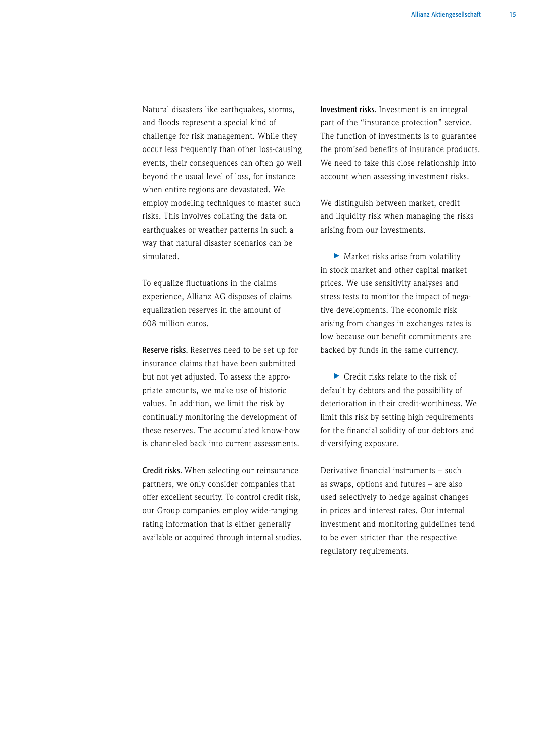Natural disasters like earthquakes, storms, and floods represent a special kind of challenge for risk management. While they occur less frequently than other loss-causing events, their consequences can often go well beyond the usual level of loss, for instance when entire regions are devastated. We employ modeling techniques to master such risks. This involves collating the data on earthquakes or weather patterns in such a way that natural disaster scenarios can be simulated.

To equalize fluctuations in the claims experience, Allianz AG disposes of claims equalization reserves in the amount of 608 million euros.

**Reserve risks.** Reserves need to be set up for insurance claims that have been submitted but not yet adjusted. To assess the appropriate amounts, we make use of historic values. In addition, we limit the risk by continually monitoring the development of these reserves. The accumulated know-how is channeled back into current assessments.

**Credit risks.** When selecting our reinsurance partners, we only consider companies that offer excellent security. To control credit risk, our Group companies employ wide-ranging rating information that is either generally available or acquired through internal studies.

**Investment risks.** Investment is an integral part of the "insurance protection" service. The function of investments is to guarantee the promised benefits of insurance products. We need to take this close relationship into account when assessing investment risks.

We distinguish between market, credit and liquidity risk when managing the risks arising from our investments.

- Market risks arise from volatility in stock market and other capital market prices. We use sensitivity analyses and stress tests to monitor the impact of negative developments. The economic risk arising from changes in exchanges rates is low because our benefit commitments are backed by funds in the same currency.

- Credit risks relate to the risk of default by debtors and the possibility of deterioration in their credit-worthiness. We limit this risk by setting high requirements for the financial solidity of our debtors and diversifying exposure.

Derivative financial instruments – such as swaps, options and futures – are also used selectively to hedge against changes in prices and interest rates. Our internal investment and monitoring guidelines tend to be even stricter than the respective regulatory requirements.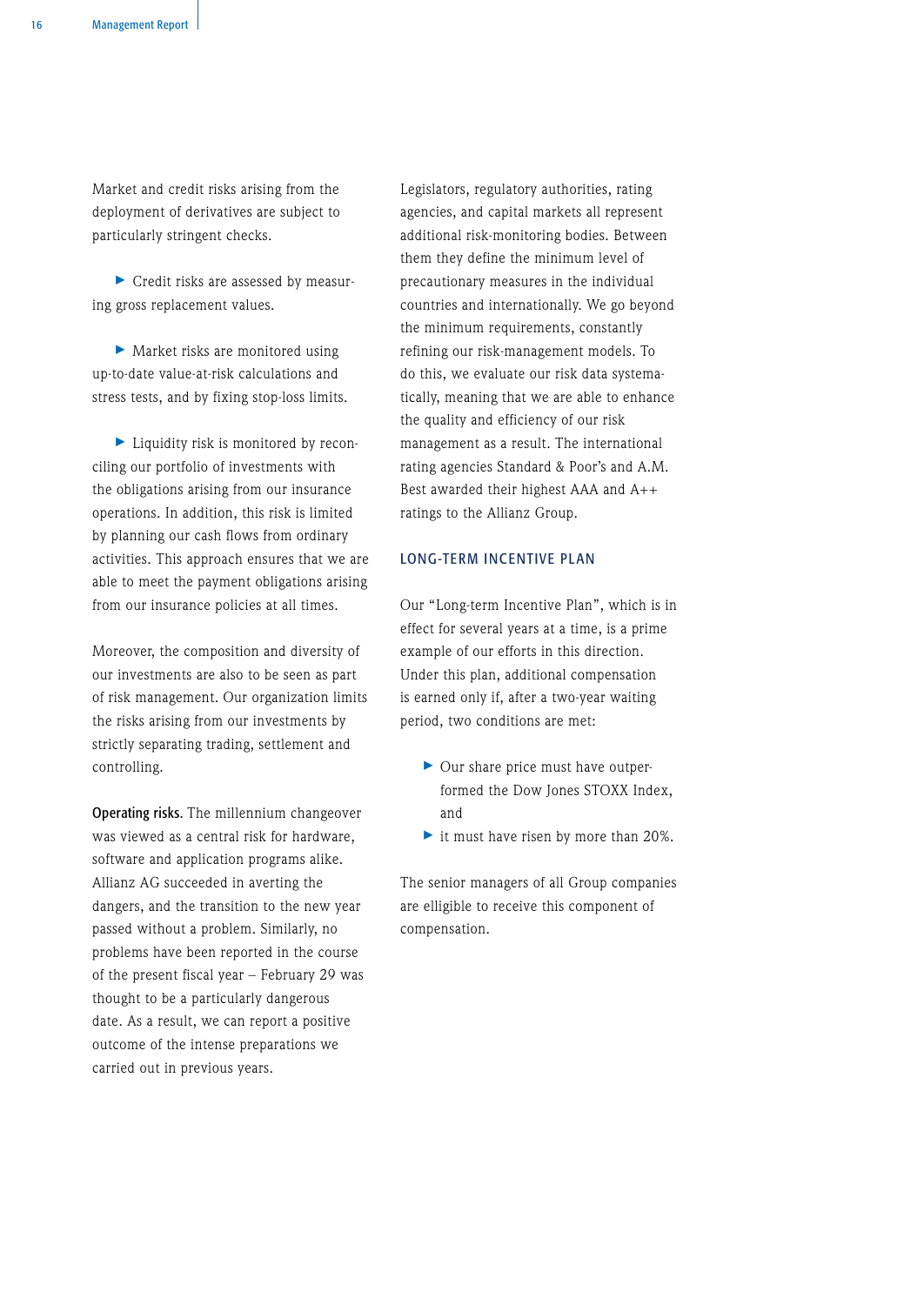Market and credit risks arising from the deployment of derivatives are subject to particularly stringent checks.

- Credit risks are assessed by measuring gross replacement values.

- Market risks are monitored using up-to-date value-at-risk calculations and stress tests, and by fixing stop-loss limits.

- Liquidity risk is monitored by reconciling our portfolio of investments with the obligations arising from our insurance operations. In addition, this risk is limited by planning our cash flows from ordinary activities. This approach ensures that we are able to meet the payment obligations arising from our insurance policies at all times.

Moreover, the composition and diversity of our investments are also to be seen as part of risk management. Our organization limits the risks arising from our investments by strictly separating trading, settlement and controlling.

**Operating risks.** The millennium changeover was viewed as a central risk for hardware, software and application programs alike. Allianz AG succeeded in averting the dangers, and the transition to the new year passed without a problem. Similarly, no problems have been reported in the course of the present fiscal year – February 29 was thought to be a particularly dangerous date. As a result, we can report a positive outcome of the intense preparations we carried out in previous years.

Legislators, regulatory authorities, rating agencies, and capital markets all represent additional risk-monitoring bodies. Between them they define the minimum level of precautionary measures in the individual countries and internationally. We go beyond the minimum requirements, constantly refining our risk-management models. To do this, we evaluate our risk data systematically, meaning that we are able to enhance the quality and efficiency of our risk management as a result. The international rating agencies Standard & Poor's and A.M. Best awarded their highest AAA and A++ ratings to the Allianz Group.

## LONG-TERM INCENTIVE PLAN

Our "Long-term Incentive Plan", which is in effect for several years at a time, is a prime example of our efforts in this direction. Under this plan, additional compensation is earned only if, after a two-year waiting period, two conditions are met:

- Our share price must have outperformed the Dow Jones STOXX Index, and
- it must have risen by more than 20%.

The senior managers of all Group companies are elligible to receive this component of compensation.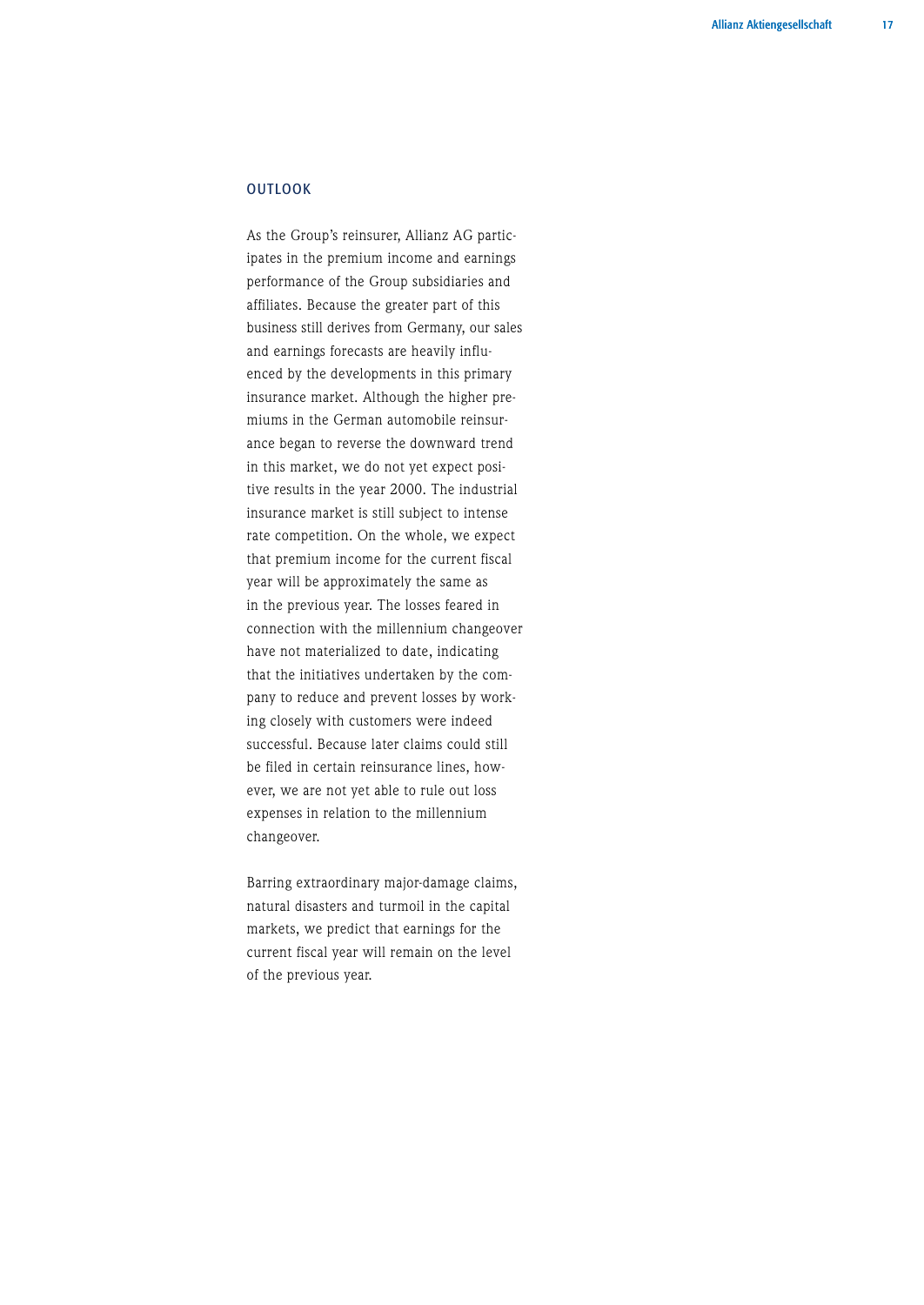## OUTLOOK

As the Group's reinsurer, Allianz AG participates in the premium income and earnings performance of the Group subsidiaries and affiliates. Because the greater part of this business still derives from Germany, our sales and earnings forecasts are heavily influenced by the developments in this primary insurance market. Although the higher premiums in the German automobile reinsurance began to reverse the downward trend in this market, we do not yet expect positive results in the year 2000. The industrial insurance market is still subject to intense rate competition. On the whole, we expect that premium income for the current fiscal year will be approximately the same as in the previous year. The losses feared in connection with the millennium changeover have not materialized to date, indicating that the initiatives undertaken by the company to reduce and prevent losses by working closely with customers were indeed successful. Because later claims could still be filed in certain reinsurance lines, however, we are not yet able to rule out loss expenses in relation to the millennium changeover.

Barring extraordinary major-damage claims, natural disasters and turmoil in the capital markets, we predict that earnings for the current fiscal year will remain on the level of the previous year.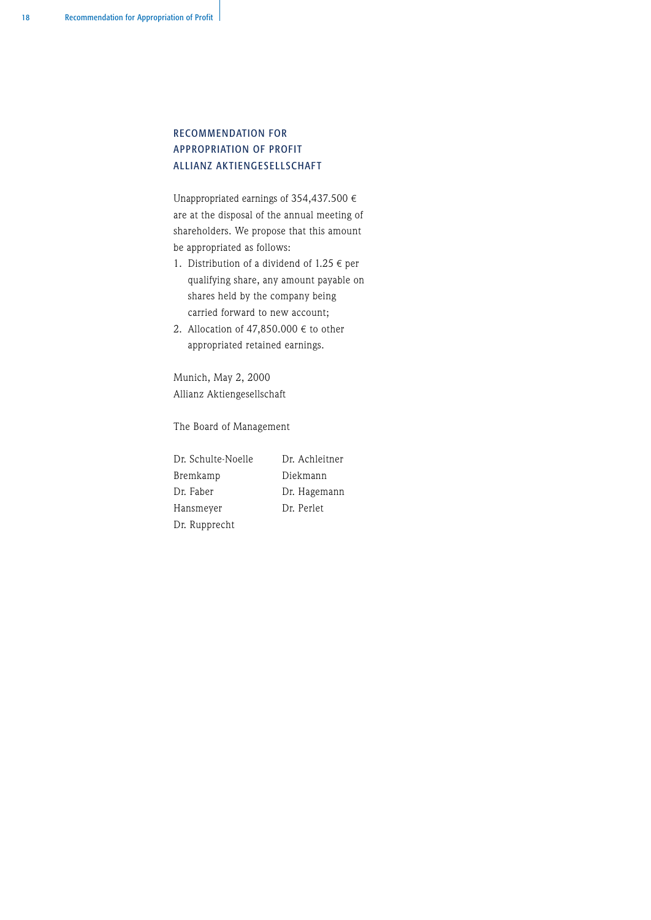# RECOMMENDATION FOR APPROPRIATION OF PROFIT ALLIANZ AKTIENGESELLSCHAFT

Unappropriated earnings of 354,437.500 € are at the disposal of the annual meeting of shareholders. We propose that this amount be appropriated as follows:

1. Distribution of a dividend of 1.25 € per qualifying share, any amount payable on shares held by the company being carried forward to new account;
2. Allocation of 47,850.000 € to other appropriated retained earnings.

Munich, May 2, 2000
Allianz Aktiengesellschaft

The Board of Management

| | |
|---|---|
| Dr. Schulte-Noelle | Dr. Achleitner |
| Bremkamp | Diekmann |
| Dr. Faber | Dr. Hagemann |
| Hansmeyer | Dr. Perlet |
| Dr. Rupprecht | |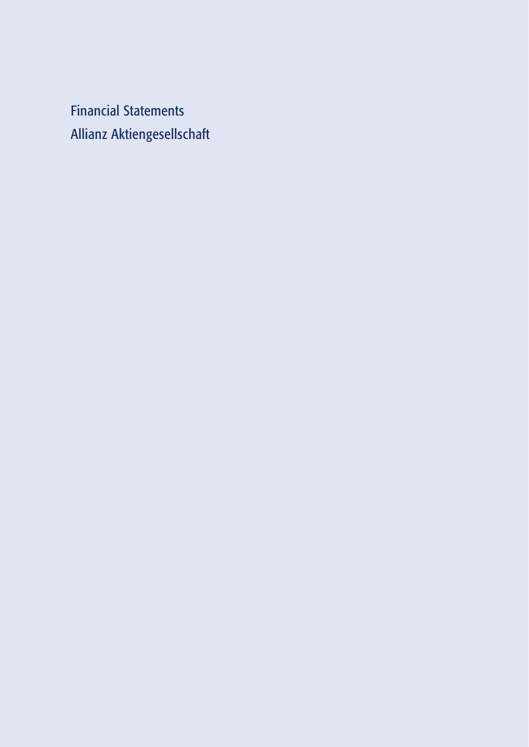# Financial Statements

## Allianz Aktiengesellschaft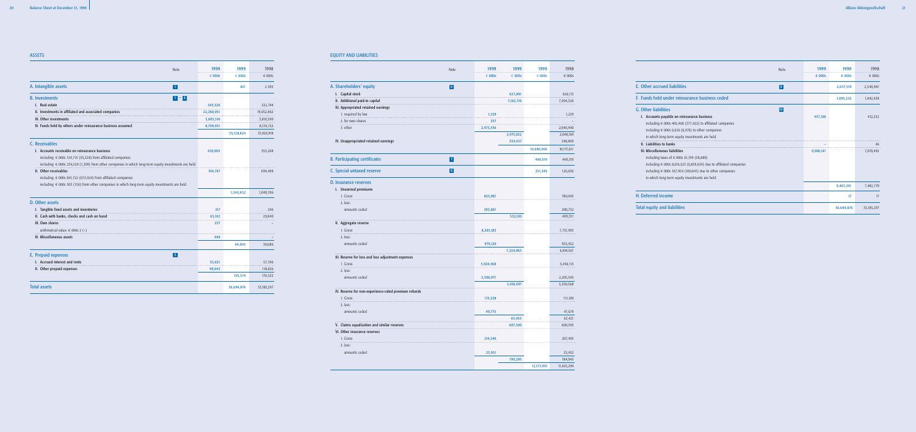## ASSETS

| | Note | 1999 | 1999 | 1998 |
|---|---|---|---|---|
| | | € 000s | € 000s | € 000s |
| **A. Intangible assets** | 1 | | 821 | 2 065 |
| **B. Investments** | 1 – 4 | | | |
| I. Real estate | | 345,526 | | 322,744 |
| II. Investments in affiliated and associated companies | | 22,268,051 | | 19,652,862 |
| III. Other investments | | 3,805,316 | | 3,816,590 |
| IV. Funds held by others under reinsurance business assumed | | 8,709,931 | | 8,134,722 |
| | | | 35,128,824 | 31,926,918 |
| **C. Receivables** | | | | |
| I. Accounts receivable on reinsurance business | | 430,905 | | 355,208 |
| including: € 000s 124,713 (55,228) from affiliated companies | | | | |
| including: € 000s 234,520 (1,309) from other companies in which long-term equity investments are held | | | | |
| II. Other receivables | | 914,747 | | 694,498 |
| including: € 000s 841,722 (673,924) from affiliated companies | | | | |
| including: € 000s 305 (156) from other companies in which long-term equity investments are held | | | | |
| | | | 1,345,652 | 1,049,706 |
| **D. Other assets** | | | | |
| I. Tangible fixed assets and inventories | | 217 | | 246 |
| II. Cash with banks, checks and cash on hand | | 63,102 | | 29,840 |
| III. Own shares | | 237 | | – |
| arithmetical value: € 000s 2 (–) | | | | |
| IV. Miscellaneous assets | | 449 | | – |
| | | | 64,005 | 30,086 |
| **E. Prepaid expenses** | 5 | | | |
| I. Accrued interest and rents | | 55,631 | | 57,706 |
| II. Other prepaid expenses | | 99,943 | | 118,826 |
| | | | 155,574 | 176,532 |
| **Total assets** | | | 36,694,876 | 33,185,297 |

## EQUITY AND LIABILITIES

| | Note | 1999 | 1999 | 1999 | 1998 |
|---|---|---|---|---|---|
| | | € 000s | € 000s | € 000s | € 000s |
| **A. Shareholders' equity** | 6 | | | | |
| I. Capital stock | | | 627,891 | | 626,113 |
| II. Additional paid-in capital | | | 7,382,716 | | 7,094,520 |
| III. Appropriated retained earnings | | | | | |
| 1. required by law | | 1,229 | | | 1,229 |
| 2. for own shares | | 237 | | | – |
| 3. other | | 2,473,556 | | | 2,046,940 |
| | | | 2,475,022 | | 2,048,169 |
| IV. Unappropriated retained earnings | | | 354,437 | | 348,809 |
| | | | | 10,840,066 | 10,117,611 |
| **B. Participating certificates** | 7 | | | 449,519 | 449,519 |
| **C. Special untaxed reserve** | 8 | | | 251,349 | 126,656 |
| **D. Insurance reserves** | | | | | |
| I. Unearned premiums | | | | | |
| 1. Gross | | 825,901 | | | 780,043 |
| 2. less: | | | | | |
| amounts ceded | | 293,801 | | | 280,732 |
| | | | 532,100 | | 499,311 |
| II. Aggregate reserve | | | | | |
| 1. Gross | | 8,303,183 | | | 7,751,993 |
| 2. less: | | | | | |
| amounts ceded | | 979,120 | | | 933,432 |
| | | | 7,324,063 | | 6,818,561 |
| III. Reserve for loss and loss adjustment expenses | | | | | |
| 1. Gross | | 5,924,568 | | | 5,456,113 |
| 2. less: | | | | | |
| amounts ceded | | 2,506,071 | | | 2,205,545 |
| | | | 3,418,497 | | 3,250,568 |
| IV. Reserve for non-experience-rated premium refunds | | | | | |
| 1. Gross | | 115,228 | | | 111,100 |
| 2. less: | | | | | |
| amounts ceded | | 49,773 | | | 47,679 |
| | | | 65,455 | | 63,421 |
| V. Claims equalization and similar reserves | | | 607,500 | | 609,395 |
| VI. Other insurance reserves | | | | | |
| 1. Gross | | 214,246 | | | 207,495 |
| 2. less: | | | | | |
| amounts ceded | | 23,951 | | | 23,452 |
| | | | 190,295 | | 184,043 |
| | | | | 12,137,910 | 11,425,299 |

| | Note | 1999 | 1999 | 1998 |
|---|---|---|---|---|
| | | € 000s | € 000s | € 000s |
| **E. Other accrued liabilities** | 9 | | 2,657,519 | 2,540,987 |
| **F. Funds held under reinsurance business ceded** | | | 1,093,255 | 1,042,438 |
| **G. Other liabilities** | 10 | | | |
| I. Accounts payable on reinsurance business | | 457,100 | | 412,232 |
| including € 000s 405,468 (377,422) to affiliated companies | | | | |
| including € 000s 6,026 (6,976) to other companies | | | | |
| in which long-term equity investments are held | | | | |
| II. Liabilities to banks | | – | | 46 |
| III. Miscellaneous liabilities | | 9,006,141 | | 7,070,492 |
| including taxes of € 000s 61,749 (38,880) | | | | |
| including € 000s 8,616,523 (6,859,634) due to affiliated companies | | | | |
| including € 000s 167,954 (100,841) due to other companies | | | | |
| in which long-term equity investments are held | | | | |
| | | | 9,463,241 | 7,482,770 |
| **H. Deferred income** | | | 17 | 17 |
| **Total equity and liabilities** | | | 36,694,876 | 33,185,297 |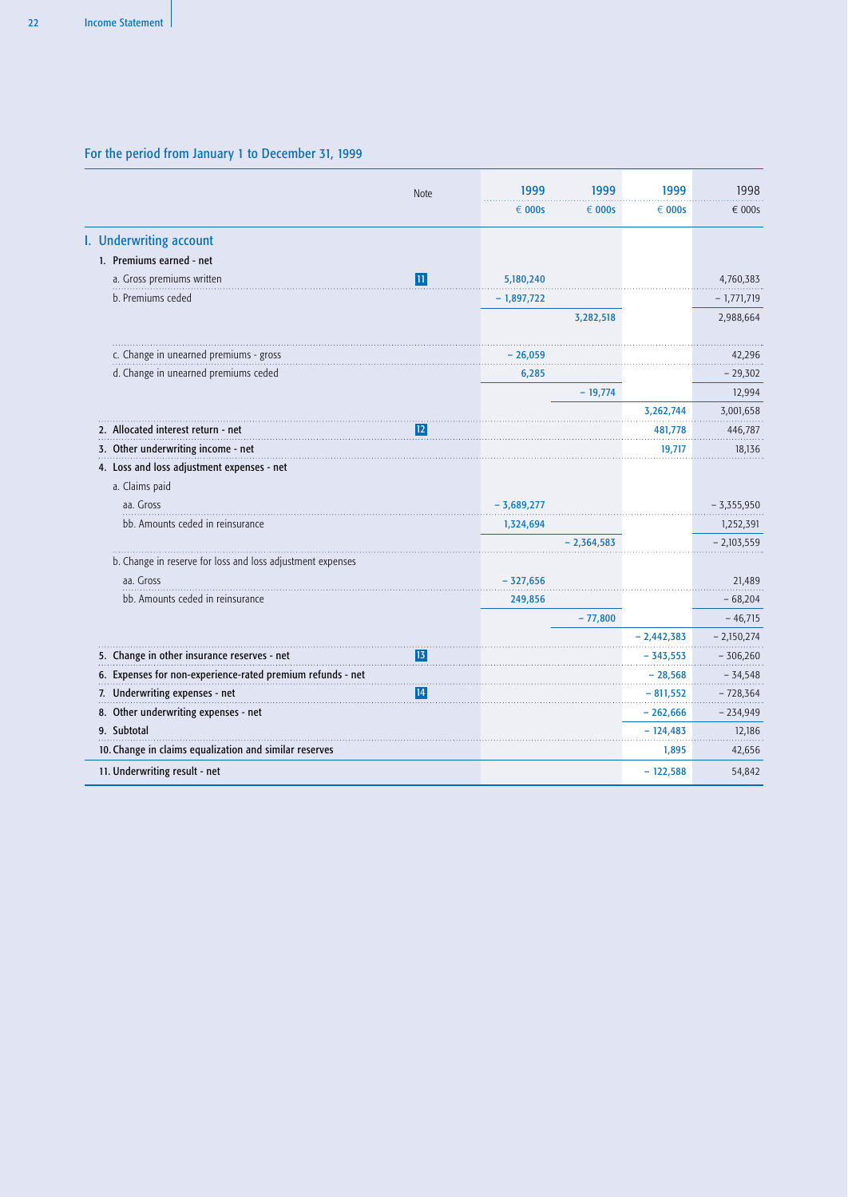## For the period from January 1 to December 31, 1999

| | Note | 1999<br>€ 000s | 1999<br>€ 000s | 1999<br>€ 000s | 1998<br>€ 000s |
|---|---|---|---|---|---|
| **I. Underwriting account** | | | | | |
| **1. Premiums earned - net** | | | | | |
| a. Gross premiums written | 11 | 5,180,240 | | | 4,760,383 |
| b. Premiums ceded | | – 1,897,722 | | | – 1,771,719 |
| | | | 3,282,518 | | 2,988,664 |
| c. Change in unearned premiums - gross | | – 26,059 | | | 42,296 |
| d. Change in unearned premiums ceded | | 6,285 | | | – 29,302 |
| | | | – 19,774 | | 12,994 |
| | | | | 3,262,744 | 3,001,658 |
| **2. Allocated interest return - net** | 12 | | | 481,778 | 446,787 |
| **3. Other underwriting income - net** | | | | 19,717 | 18,136 |
| **4. Loss and loss adjustment expenses - net** | | | | | |
| a. Claims paid | | | | | |
| aa. Gross | | – 3,689,277 | | | – 3,355,950 |
| bb. Amounts ceded in reinsurance | | 1,324,694 | | | 1,252,391 |
| | | | – 2,364,583 | | – 2,103,559 |
| b. Change in reserve for loss and loss adjustment expenses | | | | | |
| aa. Gross | | – 327,656 | | | 21,489 |
| bb. Amounts ceded in reinsurance | | 249,856 | | | – 68,204 |
| | | | – 77,800 | | – 46,715 |
| | | | | – 2,442,383 | – 2,150,274 |
| **5. Change in other insurance reserves - net** | 13 | | | – 343,553 | – 306,260 |
| **6. Expenses for non-experience-rated premium refunds - net** | | | | – 28,568 | – 34,548 |
| **7. Underwriting expenses - net** | 14 | | | – 811,552 | – 728,364 |
| **8. Other underwriting expenses - net** | | | | – 262,666 | – 234,949 |
| **9. Subtotal** | | | | – 124,483 | 12,186 |
| **10. Change in claims equalization and similar reserves** | | | | 1,895 | 42,656 |
| **11. Underwriting result - net** | | | | – 122,588 | 54,842 |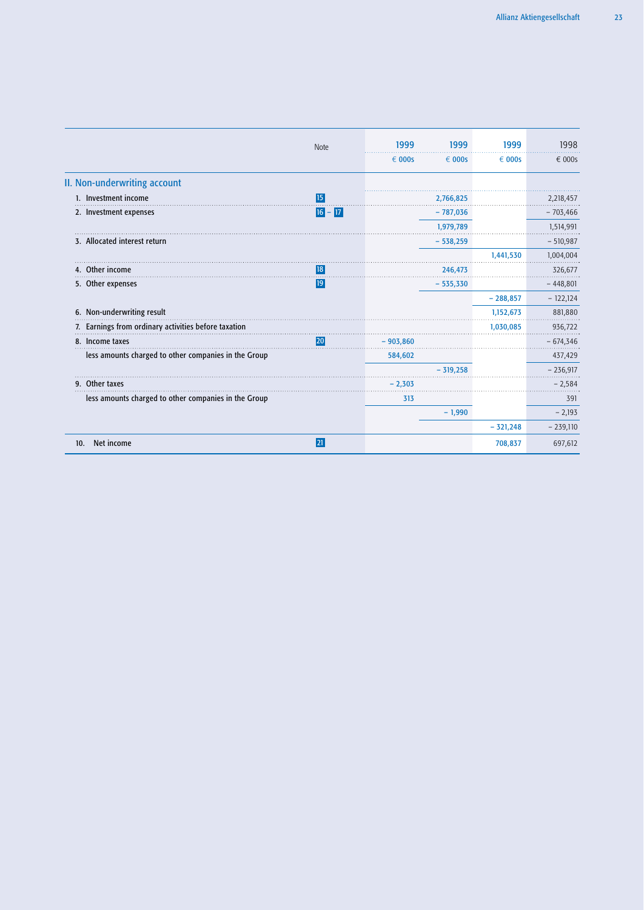| | Note | 1999<br>€ 000s | 1999<br>€ 000s | 1999<br>€ 000s | 1998<br>€ 000s |
|---|---|---|---|---|---|
| **II. Non-underwriting account** | | | | | |
| 1. Investment income | 15 | | 2,766,825 | | 2,218,457 |
| 2. Investment expenses | 16 – 17 | | – 787,036 | | – 703,466 |
| | | | 1,979,789 | | 1,514,991 |
| 3. Allocated interest return | | | – 538,259 | | – 510,987 |
| | | | | 1,441,530 | 1,004,004 |
| 4. Other income | 18 | | 246,473 | | 326,677 |
| 5. Other expenses | 19 | | – 535,330 | | – 448,801 |
| | | | | – 288,857 | – 122,124 |
| 6. Non-underwriting result | | | | 1,152,673 | 881,880 |
| 7. Earnings from ordinary activities before taxation | | | | 1,030,085 | 936,722 |
| 8. Income taxes | 20 | – 903,860 | | | – 674,346 |
| less amounts charged to other companies in the Group | | 584,602 | | | 437,429 |
| | | | – 319,258 | | – 236,917 |
| 9. Other taxes | | – 2,303 | | | – 2,584 |
| less amounts charged to other companies in the Group | | 313 | | | 391 |
| | | | – 1,990 | | – 2,193 |
| | | | | – 321,248 | – 239,110 |
| 10. Net income | 21 | | | 708,837 | 697,612 |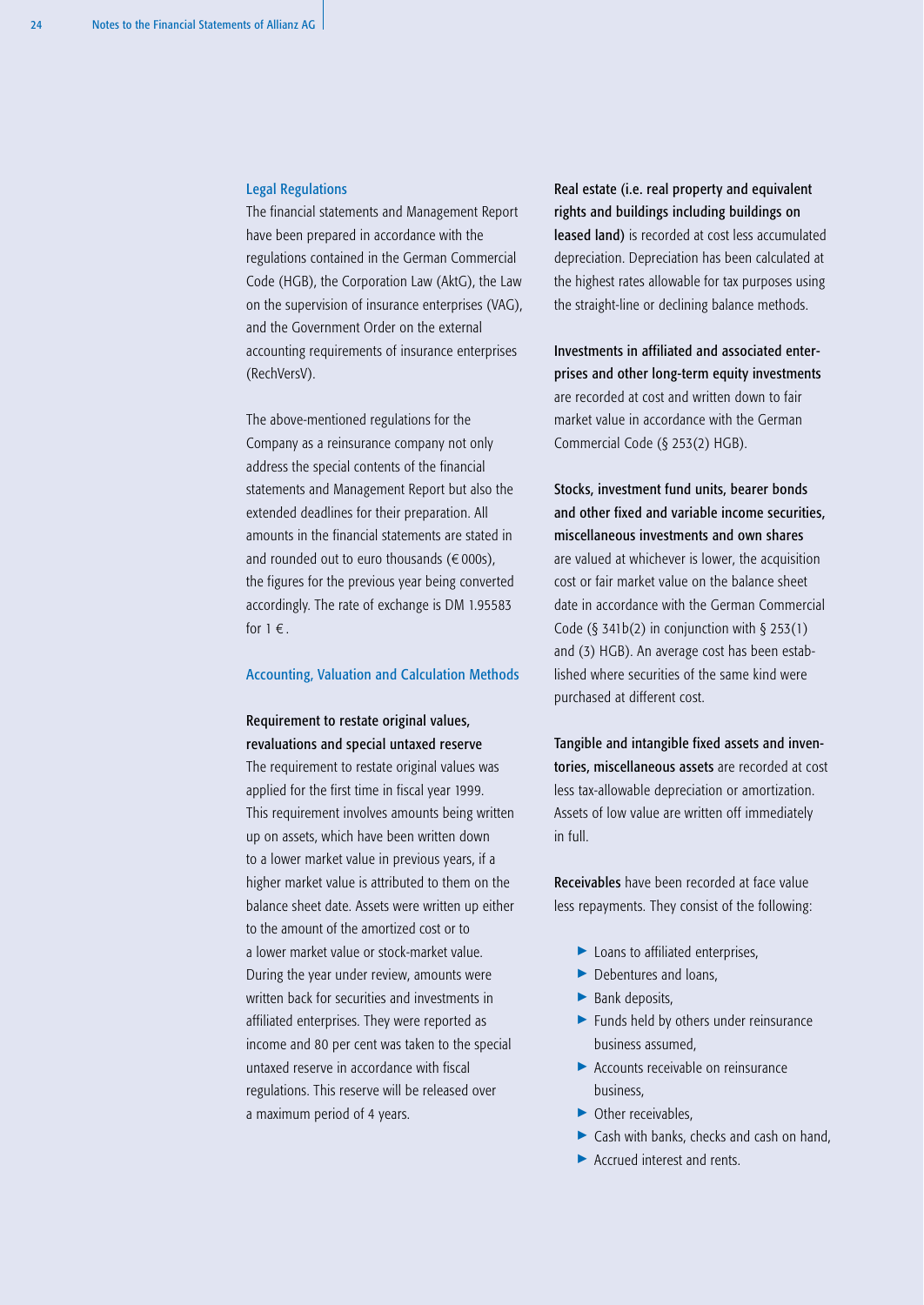## Legal Regulations

The financial statements and Management Report have been prepared in accordance with the regulations contained in the German Commercial Code (HGB), the Corporation Law (AktG), the Law on the supervision of insurance enterprises (VAG), and the Government Order on the external accounting requirements of insurance enterprises (RechVersV).

The above-mentioned regulations for the Company as a reinsurance company not only address the special contents of the financial statements and Management Report but also the extended deadlines for their preparation. All amounts in the financial statements are stated in and rounded out to euro thousands (€ 000s), the figures for the previous year being converted accordingly. The rate of exchange is DM 1.95583 for 1 €.

## Accounting, Valuation and Calculation Methods

### Requirement to restate original values, revaluations and special untaxed reserve

The requirement to restate original values was applied for the first time in fiscal year 1999. This requirement involves amounts being written up on assets, which have been written down to a lower market value in previous years, if a higher market value is attributed to them on the balance sheet date. Assets were written up either to the amount of the amortized cost or to a lower market value or stock-market value. During the year under review, amounts were written back for securities and investments in affiliated enterprises. They were reported as income and 80 per cent was taken to the special untaxed reserve in accordance with fiscal regulations. This reserve will be released over a maximum period of 4 years.

**Real estate (i.e. real property and equivalent rights and buildings including buildings on leased land)** is recorded at cost less accumulated depreciation. Depreciation has been calculated at the highest rates allowable for tax purposes using the straight-line or declining balance methods.

**Investments in affiliated and associated enterprises and other long-term equity investments** are recorded at cost and written down to fair market value in accordance with the German Commercial Code (§ 253(2) HGB).

**Stocks, investment fund units, bearer bonds and other fixed and variable income securities, miscellaneous investments and own shares** are valued at whichever is lower, the acquisition cost or fair market value on the balance sheet date in accordance with the German Commercial Code (§ 341b(2) in conjunction with § 253(1) and (3) HGB). An average cost has been established where securities of the same kind were purchased at different cost.

**Tangible and intangible fixed assets and inventories, miscellaneous assets** are recorded at cost less tax-allowable depreciation or amortization. Assets of low value are written off immediately in full.

**Receivables** have been recorded at face value less repayments. They consist of the following:

- Loans to affiliated enterprises,
- Debentures and loans,
- Bank deposits,
- Funds held by others under reinsurance business assumed,
- Accounts receivable on reinsurance business,
- Other receivables,
- Cash with banks, checks and cash on hand,
- Accrued interest and rents.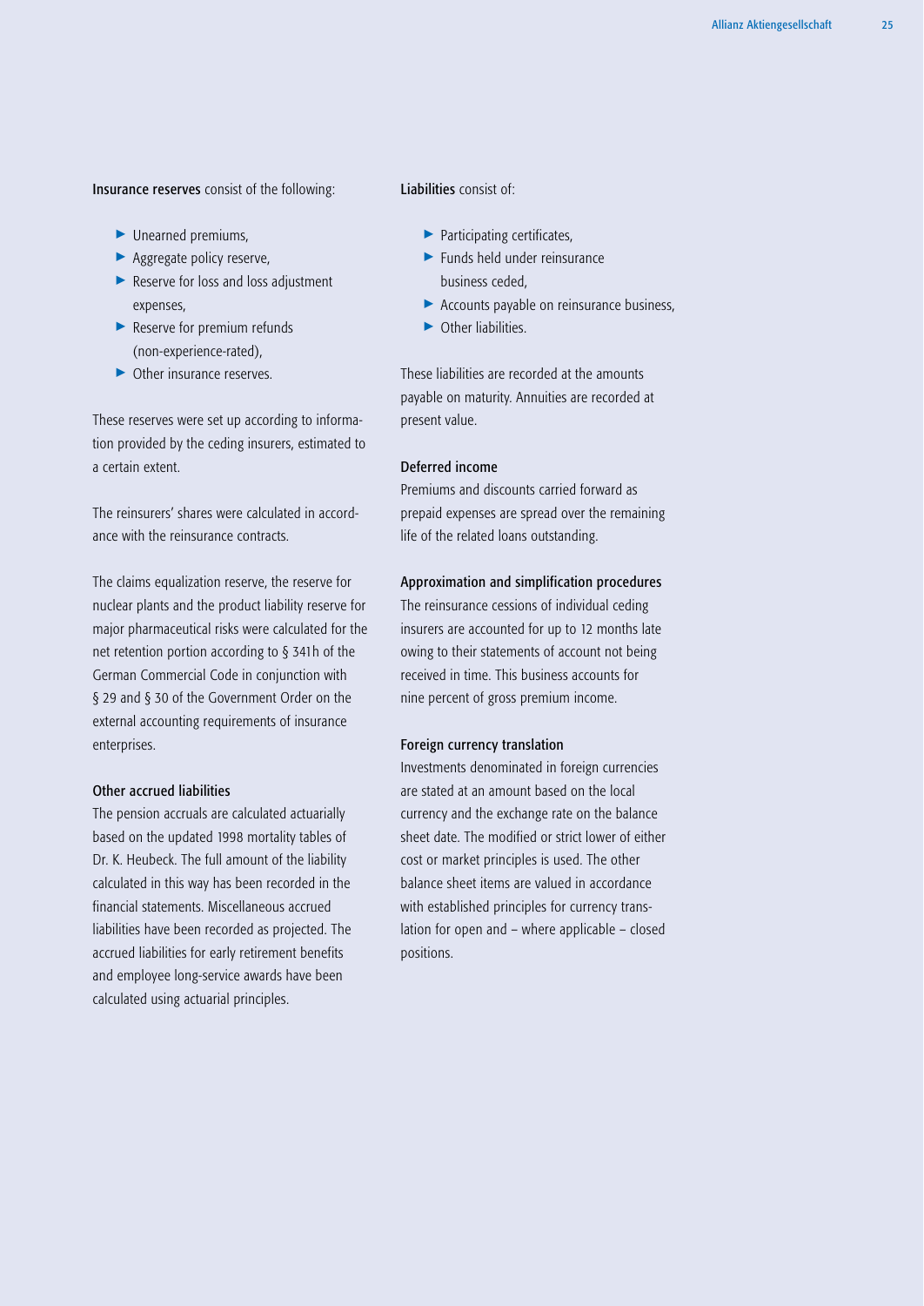**Insurance reserves** consist of the following:

- Unearned premiums,
- Aggregate policy reserve,
- Reserve for loss and loss adjustment expenses,
- Reserve for premium refunds (non-experience-rated),
- Other insurance reserves.

These reserves were set up according to information provided by the ceding insurers, estimated to a certain extent.

The reinsurers' shares were calculated in accordance with the reinsurance contracts.

The claims equalization reserve, the reserve for nuclear plants and the product liability reserve for major pharmaceutical risks were calculated for the net retention portion according to § 341h of the German Commercial Code in conjunction with § 29 and § 30 of the Government Order on the external accounting requirements of insurance enterprises.

### Other accrued liabilities

The pension accruals are calculated actuarially based on the updated 1998 mortality tables of Dr. K. Heubeck. The full amount of the liability calculated in this way has been recorded in the financial statements. Miscellaneous accrued liabilities have been recorded as projected. The accrued liabilities for early retirement benefits and employee long-service awards have been calculated using actuarial principles.

**Liabilities** consist of:

- Participating certificates,
- Funds held under reinsurance business ceded,
- Accounts payable on reinsurance business,
- Other liabilities.

These liabilities are recorded at the amounts payable on maturity. Annuities are recorded at present value.

### Deferred income

Premiums and discounts carried forward as prepaid expenses are spread over the remaining life of the related loans outstanding.

### Approximation and simplification procedures

The reinsurance cessions of individual ceding insurers are accounted for up to 12 months late owing to their statements of account not being received in time. This business accounts for nine percent of gross premium income.

### Foreign currency translation

Investments denominated in foreign currencies are stated at an amount based on the local currency and the exchange rate on the balance sheet date. The modified or strict lower of either cost or market principles is used. The other balance sheet items are valued in accordance with established principles for currency translation for open and – where applicable – closed positions.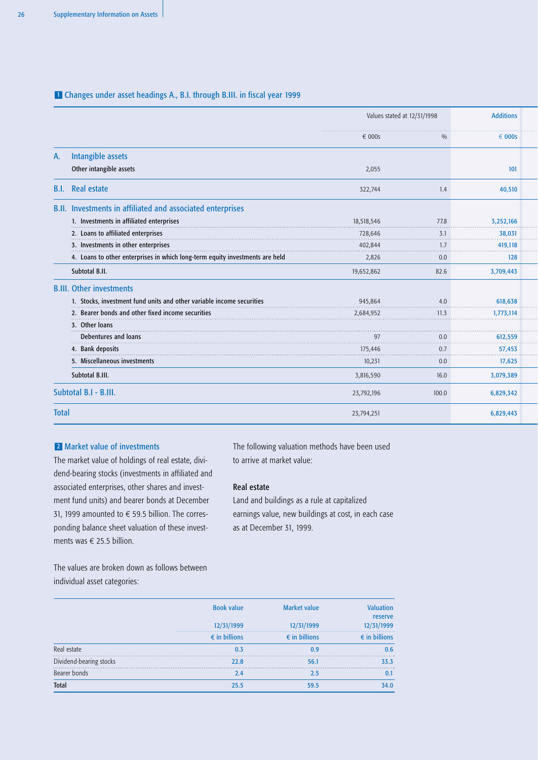## 1 Changes under asset headings A., B.I. through B.III. in fiscal year 1999

| | Values stated at 12/31/1998 | | Additions |
|---|---|---|---|
| | € 000s | % | € 000s |
| **A. Intangible assets** | | | |
| Other intangible assets | 2,055 | | 101 |
| **B.I. Real estate** | 322,744 | 1.4 | 40,510 |
| **B.II. Investments in affiliated and associated enterprises** | | | |
| 1. Investments in affiliated enterprises | 18,518,546 | 77.8 | 3,252,166 |
| 2. Loans to affiliated enterprises | 728,646 | 3.1 | 38,031 |
| 3. Investments in other enterprises | 402,844 | 1.7 | 419,118 |
| 4. Loans to other enterprises in which long-term equity investments are held | 2,826 | 0.0 | 128 |
| Subtotal B.II. | 19,652,862 | 82.6 | 3,709,443 |
| **B.III. Other investments** | | | |
| 1. Stocks, investment fund units and other variable income securities | 945,864 | 4.0 | 618,638 |
| 2. Bearer bonds and other fixed income securities | 2,684,952 | 11.3 | 1,773,114 |
| 3. Other loans | | | |
| Debentures and loans | 97 | 0.0 | 612,559 |
| 4. Bank deposits | 175,446 | 0.7 | 57,453 |
| 5. Miscellaneous investments | 10,231 | 0.0 | 17,625 |
| Subtotal B.III. | 3,816,590 | 16.0 | 3,079,389 |
| **Subtotal B.I - B.III.** | 23,792,196 | 100.0 | 6,829,342 |
| **Total** | 23,794,251 | | 6,829,443 |

## 2 Market value of investments

The market value of holdings of real estate, dividend-bearing stocks (investments in affiliated and associated enterprises, other shares and investment fund units) and bearer bonds at December 31, 1999 amounted to € 59.5 billion. The corresponding balance sheet valuation of these investments was € 25.5 billion.

The values are broken down as follows between individual asset categories:

| | Book value 12/31/1999 | Market value 12/31/1999 | Valuation reserve 12/31/1999 |
|---|---|---|---|
| | € in billions | € in billions | € in billions |
| Real estate | 0.3 | 0.9 | 0.6 |
| Dividend-bearing stocks | 22.8 | 56.1 | 33.3 |
| Bearer bonds | 2.4 | 2.5 | 0.1 |
| **Total** | 25.5 | 59.5 | 34.0 |

The following valuation methods have been used to arrive at market value:

### Real estate

Land and buildings as a rule at capitalized earnings value, new buildings at cost, in each case as at December 31, 1999.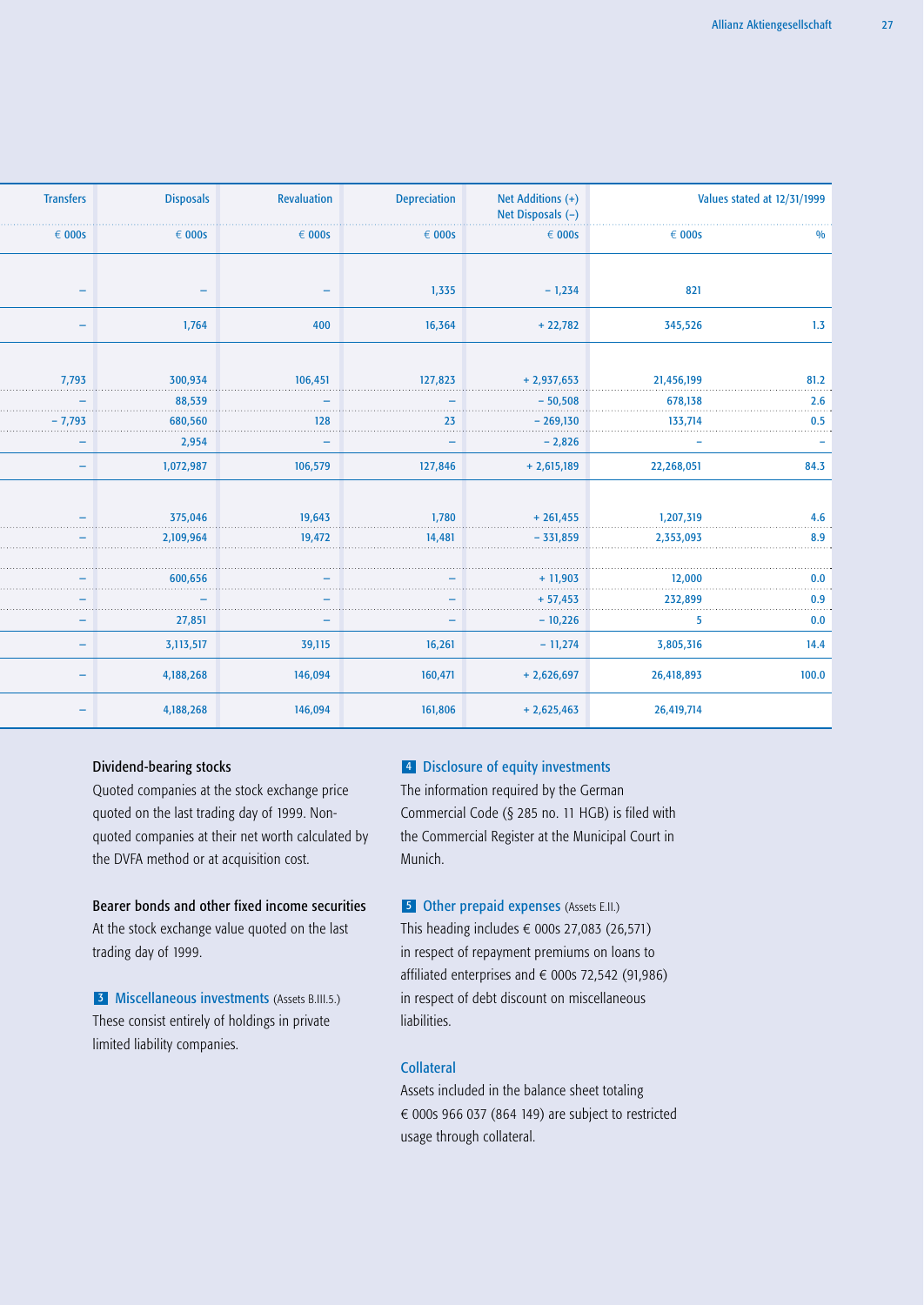| Transfers | Disposals | Revaluation | Depreciation | Net Additions (+) Net Disposals (–) | Values stated at 12/31/1999 | |
|---|---|---|---|---|---|---|
| € 000s | € 000s | € 000s | € 000s | € 000s | € 000s | % |
| – | – | – | 1,335 | – 1,234 | 821 | |
| – | 1,764 | 400 | 16,364 | + 22,782 | 345,526 | 1.3 |
| 7,793 | 300,934 | 106,451 | 127,823 | + 2,937,653 | 21,456,199 | 81.2 |
| – | 88,539 | – | – | – 50,508 | 678,138 | 2.6 |
| – 7,793 | 680,560 | 128 | 23 | – 269,130 | 133,714 | 0.5 |
| – | 2,954 | – | – | – 2,826 | – | – |
| – | 1,072,987 | 106,579 | 127,846 | + 2,615,189 | 22,268,051 | 84.3 |
| – | 375,046 | 19,643 | 1,780 | + 261,455 | 1,207,319 | 4.6 |
| – | 2,109,964 | 19,472 | 14,481 | – 331,859 | 2,353,093 | 8.9 |
| – | 600,656 | – | – | + 11,903 | 12,000 | 0.0 |
| – | – | – | – | + 57,453 | 232,899 | 0.9 |
| – | 27,851 | – | – | – 10,226 | 5 | 0.0 |
| – | 3,113,517 | 39,115 | 16,261 | – 11,274 | 3,805,316 | 14.4 |
| – | 4,188,268 | 146,094 | 160,471 | + 2,626,697 | 26,418,893 | 100.0 |
| – | 4,188,268 | 146,094 | 161,806 | + 2,625,463 | 26,419,714 | |

**Dividend-bearing stocks**

Quoted companies at the stock exchange price quoted on the last trading day of 1999. Non-quoted companies at their net worth calculated by the DVFA method or at acquisition cost.

**Bearer bonds and other fixed income securities**

At the stock exchange value quoted on the last trading day of 1999.

**3 Miscellaneous investments** (Assets B.III.5.)

These consist entirely of holdings in private limited liability companies.

**4 Disclosure of equity investments**

The information required by the German Commercial Code (§ 285 no. 11 HGB) is filed with the Commercial Register at the Municipal Court in Munich.

**5 Other prepaid expenses** (Assets E.II.)

This heading includes € 000s 27,083 (26,571) in respect of repayment premiums on loans to affiliated enterprises and € 000s 72,542 (91,986) in respect of debt discount on miscellaneous liabilities.

**Collateral**

Assets included in the balance sheet totaling € 000s 966 037 (864 149) are subject to restricted usage through collateral.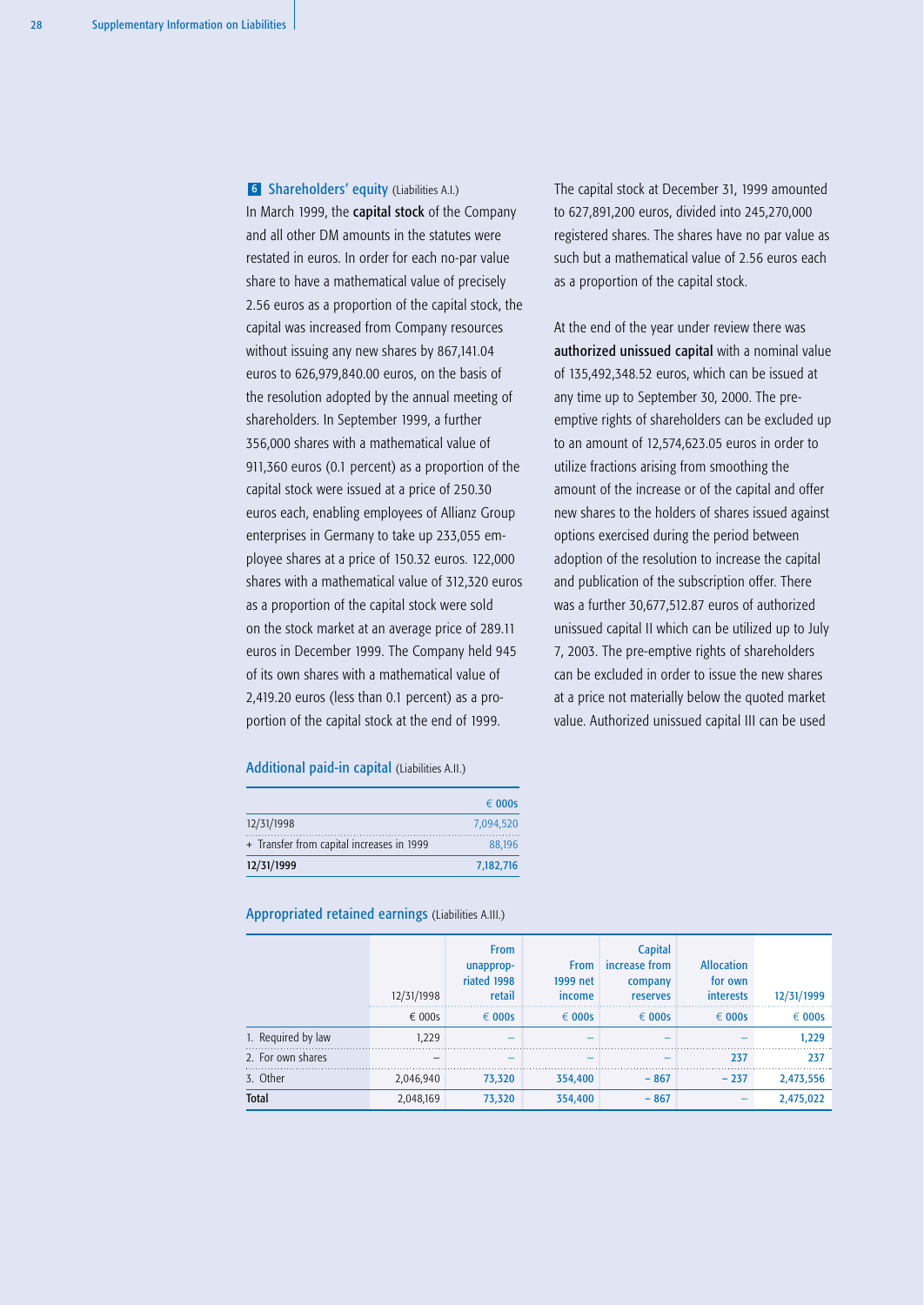### 6 Shareholders' equity (Liabilities A.I.)

In March 1999, the **capital stock** of the Company and all other DM amounts in the statutes were restated in euros. In order for each no-par value share to have a mathematical value of precisely 2.56 euros as a proportion of the capital stock, the capital was increased from Company resources without issuing any new shares by 867,141.04 euros to 626,979,840.00 euros, on the basis of the resolution adopted by the annual meeting of shareholders. In September 1999, a further 356,000 shares with a mathematical value of 911,360 euros (0.1 percent) as a proportion of the capital stock were issued at a price of 250.30 euros each, enabling employees of Allianz Group enterprises in Germany to take up 233,055 employee shares at a price of 150.32 euros. 122,000 shares with a mathematical value of 312,320 euros as a proportion of the capital stock were sold on the stock market at an average price of 289.11 euros in December 1999. The Company held 945 of its own shares with a mathematical value of 2,419.20 euros (less than 0.1 percent) as a proportion of the capital stock at the end of 1999.

The capital stock at December 31, 1999 amounted to 627,891,200 euros, divided into 245,270,000 registered shares. The shares have no par value as such but a mathematical value of 2.56 euros each as a proportion of the capital stock.

At the end of the year under review there was **authorized unissued capital** with a nominal value of 135,492,348.52 euros, which can be issued at any time up to September 30, 2000. The pre-emptive rights of shareholders can be excluded up to an amount of 12,574,623.05 euros in order to utilize fractions arising from smoothing the amount of the increase or of the capital and offer new shares to the holders of shares issued against options exercised during the period between adoption of the resolution to increase the capital and publication of the subscription offer. There was a further 30,677,512.87 euros of authorized unissued capital II which can be utilized up to July 7, 2003. The pre-emptive rights of shareholders can be excluded in order to issue the new shares at a price not materially below the quoted market value. Authorized unissued capital III can be used

#### Additional paid-in capital (Liabilities A.II.)

| | € 000s |
|---|---|
| 12/31/1998 | 7,094,520 |
| + Transfer from capital increases in 1999 | 88,196 |
| **12/31/1999** | **7,182,716** |

#### Appropriated retained earnings (Liabilities A.III.)

| | 12/31/1998 | From unappropriated 1998 retail | From 1999 net income | Capital increase from company reserves | Allocation for own interests | 12/31/1999 |
|---|---|---|---|---|---|---|
| | € 000s | € 000s | € 000s | € 000s | € 000s | € 000s |
| 1. Required by law | 1,229 | – | – | – | – | 1,229 |
| 2. For own shares | – | – | – | – | 237 | 237 |
| 3. Other | 2,046,940 | 73,320 | 354,400 | – 867 | – 237 | 2,473,556 |
| **Total** | 2,048,169 | 73,320 | 354,400 | – 867 | – | 2,475,022 |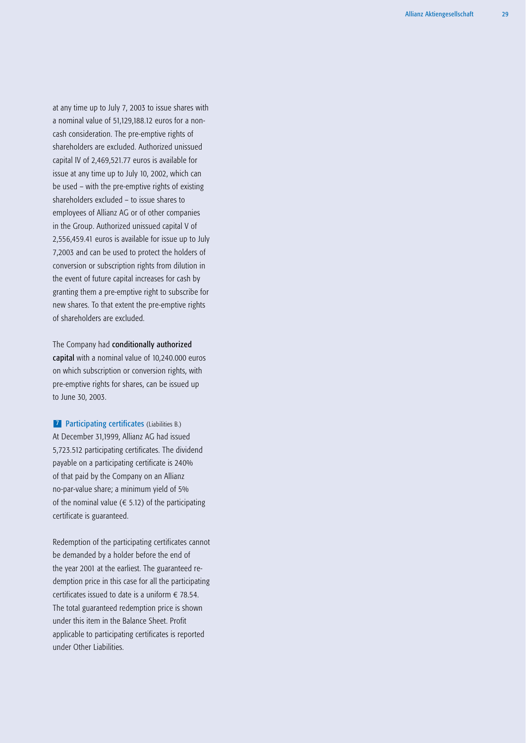at any time up to July 7, 2003 to issue shares with a nominal value of 51,129,188.12 euros for a non-cash consideration. The pre-emptive rights of shareholders are excluded. Authorized unissued capital IV of 2,469,521.77 euros is available for issue at any time up to July 10, 2002, which can be used – with the pre-emptive rights of existing shareholders excluded – to issue shares to employees of Allianz AG or of other companies in the Group. Authorized unissued capital V of 2,556,459.41 euros is available for issue up to July 7,2003 and can be used to protect the holders of conversion or subscription rights from dilution in the event of future capital increases for cash by granting them a pre-emptive right to subscribe for new shares. To that extent the pre-emptive rights of shareholders are excluded.

The Company had **conditionally authorized capital** with a nominal value of 10,240.000 euros on which subscription or conversion rights, with pre-emptive rights for shares, can be issued up to June 30, 2003.

## 7 Participating certificates (Liabilities B.)

At December 31,1999, Allianz AG had issued 5,723.512 participating certificates. The dividend payable on a participating certificate is 240% of that paid by the Company on an Allianz no-par-value share; a minimum yield of 5% of the nominal value (€ 5.12) of the participating certificate is guaranteed.

Redemption of the participating certificates cannot be demanded by a holder before the end of the year 2001 at the earliest. The guaranteed redemption price in this case for all the participating certificates issued to date is a uniform € 78.54. The total guaranteed redemption price is shown under this item in the Balance Sheet. Profit applicable to participating certificates is reported under Other Liabilities.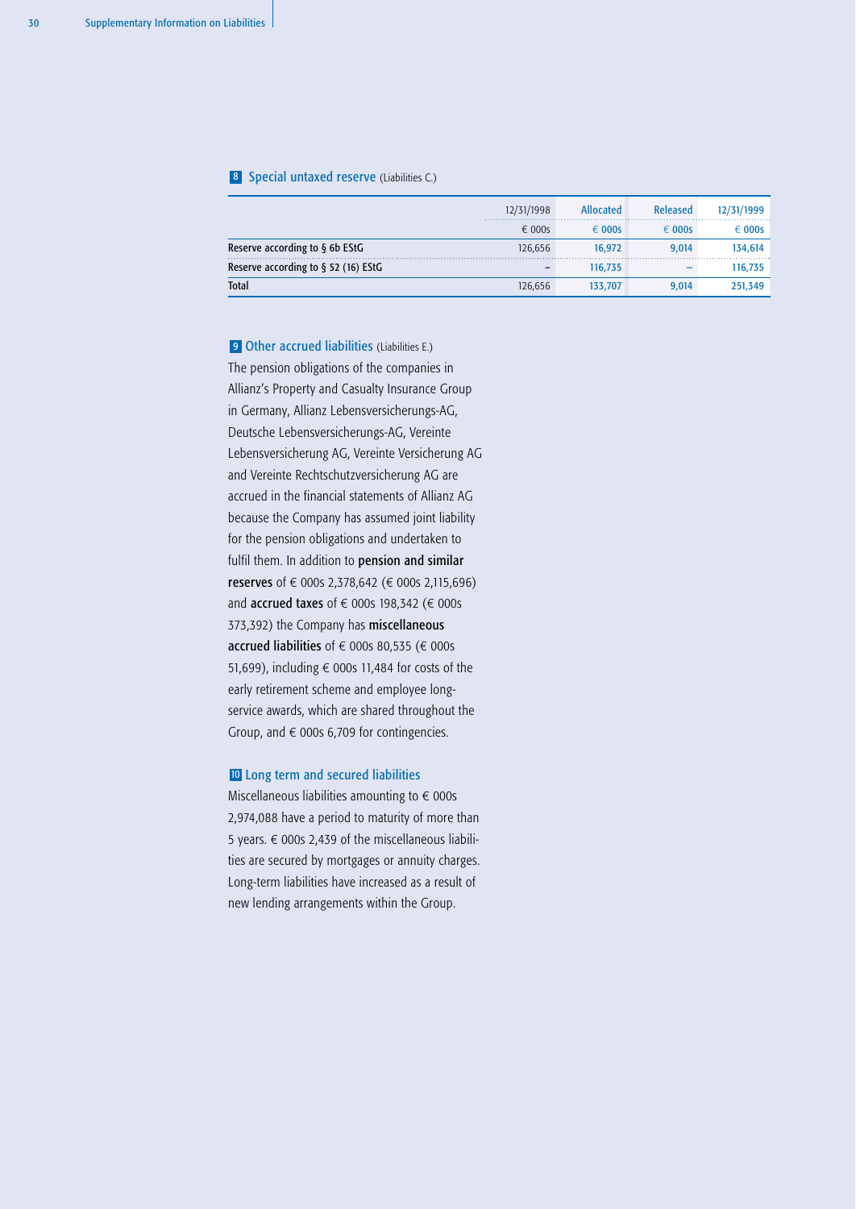## 8 Special untaxed reserve (Liabilities C.)

| | 12/31/1998 | Allocated | Released | 12/31/1999 |
|---|---|---|---|---|
| | € 000s | € 000s | € 000s | € 000s |
| Reserve according to § 6b EStG | 126,656 | 16,972 | 9,014 | 134,614 |
| Reserve according to § 52 (16) EStG | – | 116,735 | – | 116,735 |
| Total | 126,656 | 133,707 | 9,014 | 251,349 |

## 9 Other accrued liabilities (Liabilities E.)

The pension obligations of the companies in Allianz's Property and Casualty Insurance Group in Germany, Allianz Lebensversicherungs-AG, Deutsche Lebensversicherungs-AG, Vereinte Lebensversicherung AG, Vereinte Versicherung AG and Vereinte Rechtschutzversicherung AG are accrued in the financial statements of Allianz AG because the Company has assumed joint liability for the pension obligations and undertaken to fulfil them. In addition to **pension and similar reserves** of € 000s 2,378,642 (€ 000s 2,115,696) and **accrued taxes** of € 000s 198,342 (€ 000s 373,392) the Company has **miscellaneous accrued liabilities** of € 000s 80,535 (€ 000s 51,699), including € 000s 11,484 for costs of the early retirement scheme and employee long-service awards, which are shared throughout the Group, and € 000s 6,709 for contingencies.

## 10 Long term and secured liabilities

Miscellaneous liabilities amounting to € 000s 2,974,088 have a period to maturity of more than 5 years. € 000s 2,439 of the miscellaneous liabilities are secured by mortgages or annuity charges. Long-term liabilities have increased as a result of new lending arrangements within the Group.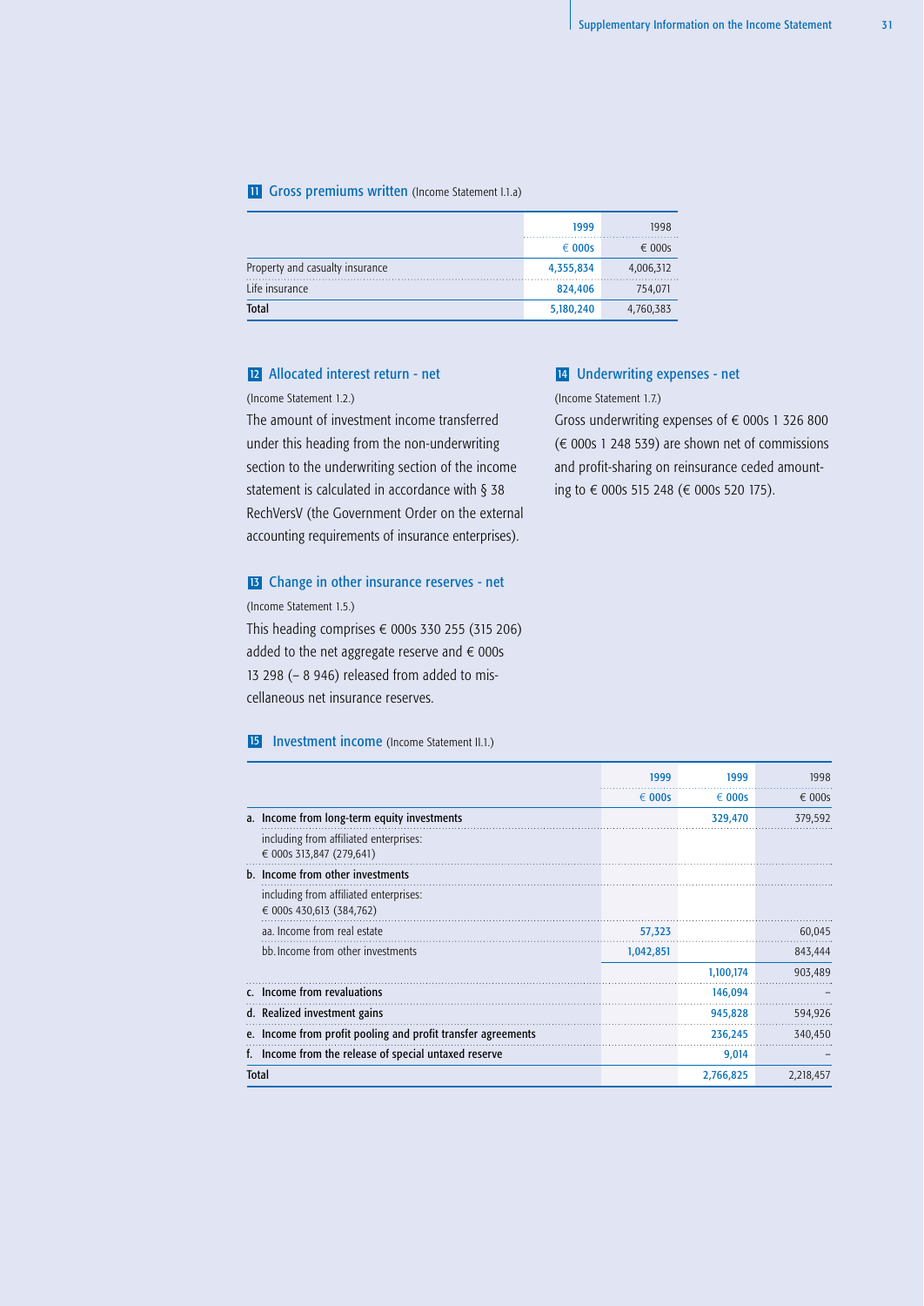## 11 Gross premiums written (Income Statement I.1.a)

| | 1999 | 1998 |
|---|---|---|
| | € 000s | € 000s |
| Property and casualty insurance | 4,355,834 | 4,006,312 |
| Life insurance | 824,406 | 754,071 |
| **Total** | 5,180,240 | 4,760,383 |

## 12 Allocated interest return - net

(Income Statement 1.2.)

The amount of investment income transferred under this heading from the non-underwriting section to the underwriting section of the income statement is calculated in accordance with § 38 RechVersV (the Government Order on the external accounting requirements of insurance enterprises).

## 13 Change in other insurance reserves - net

(Income Statement 1.5.)

This heading comprises € 000s 330 255 (315 206) added to the net aggregate reserve and € 000s 13 298 (– 8 946) released from added to miscellaneous net insurance reserves.

## 14 Underwriting expenses - net

(Income Statement 1.7.)

Gross underwriting expenses of € 000s 1 326 800 (€ 000s 1 248 539) are shown net of commissions and profit-sharing on reinsurance ceded amounting to € 000s 515 248 (€ 000s 520 175).

## 15 Investment income (Income Statement II.1.)

| | 1999 | 1999 | 1998 |
|---|---|---|---|
| | € 000s | € 000s | € 000s |
| **a. Income from long-term equity investments** | | 329,470 | 379,592 |
| including from affiliated enterprises: € 000s 313,847 (279,641) | | | |
| **b. Income from other investments** | | | |
| including from affiliated enterprises: € 000s 430,613 (384,762) | | | |
| aa. Income from real estate | 57,323 | | 60,045 |
| bb. Income from other investments | 1,042,851 | | 843,444 |
| | | 1,100,174 | 903,489 |
| **c. Income from revaluations** | | 146,094 | – |
| **d. Realized investment gains** | | 945,828 | 594,926 |
| **e. Income from profit pooling and profit transfer agreements** | | 236,245 | 340,450 |
| **f. Income from the release of special untaxed reserve** | | 9,014 | – |
| **Total** | | 2,766,825 | 2,218,457 |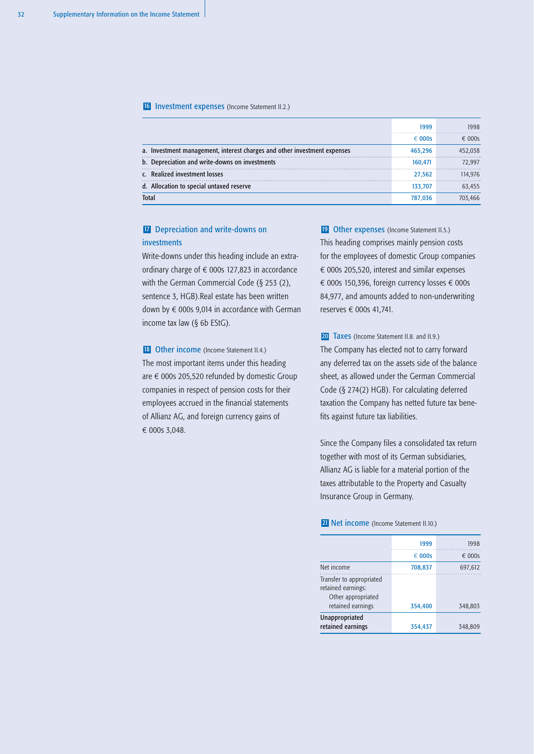## 16 Investment expenses (Income Statement II.2.)

| | 1999 | 1998 |
|---|---|---|
| | € 000s | € 000s |
| a. Investment management, interest charges and other investment expenses | 465,296 | 452,038 |
| b. Depreciation and write-downs on investments | 160,471 | 72,997 |
| c. Realized investment losses | 27,562 | 114,976 |
| d. Allocation to special untaxed reserve | 133,707 | 63,455 |
| **Total** | 787,036 | 703,466 |

## 17 Depreciation and write-downs on investments

Write-downs under this heading include an extraordinary charge of € 000s 127,823 in accordance with the German Commercial Code (§ 253 (2), sentence 3, HGB).Real estate has been written down by € 000s 9,014 in accordance with German income tax law (§ 6b EStG).

## 18 Other income (Income Statement II.4.)

The most important items under this heading are € 000s 205,520 refunded by domestic Group companies in respect of pension costs for their employees accrued in the financial statements of Allianz AG, and foreign currency gains of € 000s 3,048.

## 19 Other expenses (Income Statement II.5.)

This heading comprises mainly pension costs for the employees of domestic Group companies € 000s 205,520, interest and similar expenses € 000s 150,396, foreign currency losses € 000s 84,977, and amounts added to non-underwriting reserves € 000s 41,741.

## 20 Taxes (Income Statement II.8. and II.9.)

The Company has elected not to carry forward any deferred tax on the assets side of the balance sheet, as allowed under the German Commercial Code (§ 274(2) HGB). For calculating deferred taxation the Company has netted future tax benefits against future tax liabilities.

Since the Company files a consolidated tax return together with most of its German subsidiaries, Allianz AG is liable for a material portion of the taxes attributable to the Property and Casualty Insurance Group in Germany.

## 21 Net income (Income Statement II.10.)

| | 1999 | 1998 |
|---|---|---|
| | € 000s | € 000s |
| Net income | 708,837 | 697,612 |
| Transfer to appropriated retained earnings: Other appropriated retained earnings | 354,400 | 348,803 |
| **Unappropriated retained earnings** | 354,437 | 348,809 |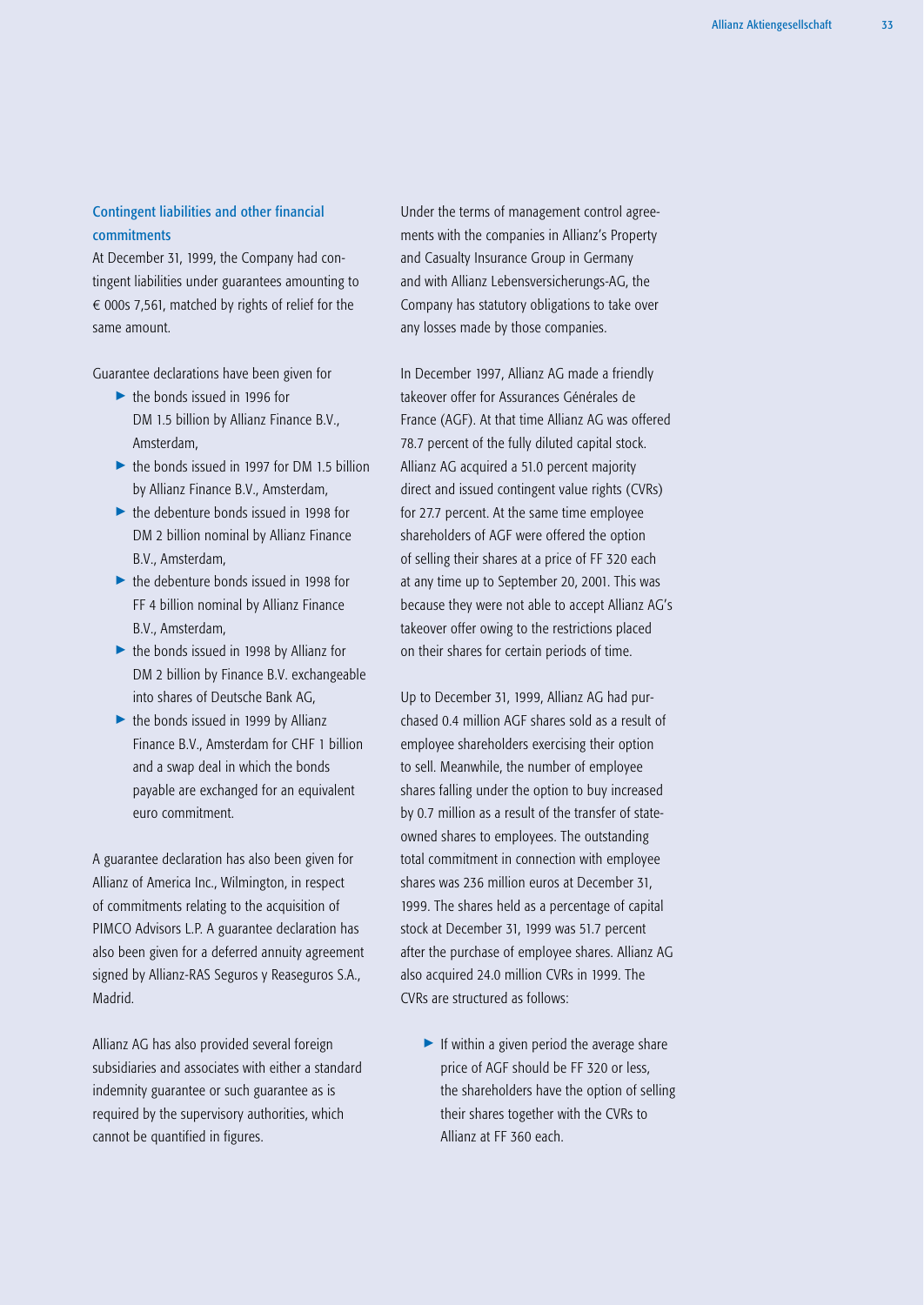## Contingent liabilities and other financial commitments

At December 31, 1999, the Company had contingent liabilities under guarantees amounting to € 000s 7,561, matched by rights of relief for the same amount.

Guarantee declarations have been given for

- the bonds issued in 1996 for DM 1.5 billion by Allianz Finance B.V., Amsterdam,
- the bonds issued in 1997 for DM 1.5 billion by Allianz Finance B.V., Amsterdam,
- the debenture bonds issued in 1998 for DM 2 billion nominal by Allianz Finance B.V., Amsterdam,
- the debenture bonds issued in 1998 for FF 4 billion nominal by Allianz Finance B.V., Amsterdam,
- the bonds issued in 1998 by Allianz for DM 2 billion by Finance B.V. exchangeable into shares of Deutsche Bank AG,
- the bonds issued in 1999 by Allianz Finance B.V., Amsterdam for CHF 1 billion and a swap deal in which the bonds payable are exchanged for an equivalent euro commitment.

A guarantee declaration has also been given for Allianz of America Inc., Wilmington, in respect of commitments relating to the acquisition of PIMCO Advisors L.P. A guarantee declaration has also been given for a deferred annuity agreement signed by Allianz-RAS Seguros y Reaseguros S.A., Madrid.

Allianz AG has also provided several foreign subsidiaries and associates with either a standard indemnity guarantee or such guarantee as is required by the supervisory authorities, which cannot be quantified in figures.

Under the terms of management control agreements with the companies in Allianz's Property and Casualty Insurance Group in Germany and with Allianz Lebensversicherungs-AG, the Company has statutory obligations to take over any losses made by those companies.

In December 1997, Allianz AG made a friendly takeover offer for Assurances Générales de France (AGF). At that time Allianz AG was offered 78.7 percent of the fully diluted capital stock. Allianz AG acquired a 51.0 percent majority direct and issued contingent value rights (CVRs) for 27.7 percent. At the same time employee shareholders of AGF were offered the option of selling their shares at a price of FF 320 each at any time up to September 20, 2001. This was because they were not able to accept Allianz AG's takeover offer owing to the restrictions placed on their shares for certain periods of time.

Up to December 31, 1999, Allianz AG had purchased 0.4 million AGF shares sold as a result of employee shareholders exercising their option to sell. Meanwhile, the number of employee shares falling under the option to buy increased by 0.7 million as a result of the transfer of state-owned shares to employees. The outstanding total commitment in connection with employee shares was 236 million euros at December 31, 1999. The shares held as a percentage of capital stock at December 31, 1999 was 51.7 percent after the purchase of employee shares. Allianz AG also acquired 24.0 million CVRs in 1999. The CVRs are structured as follows:

- If within a given period the average share price of AGF should be FF 320 or less, the shareholders have the option of selling their shares together with the CVRs to Allianz at FF 360 each.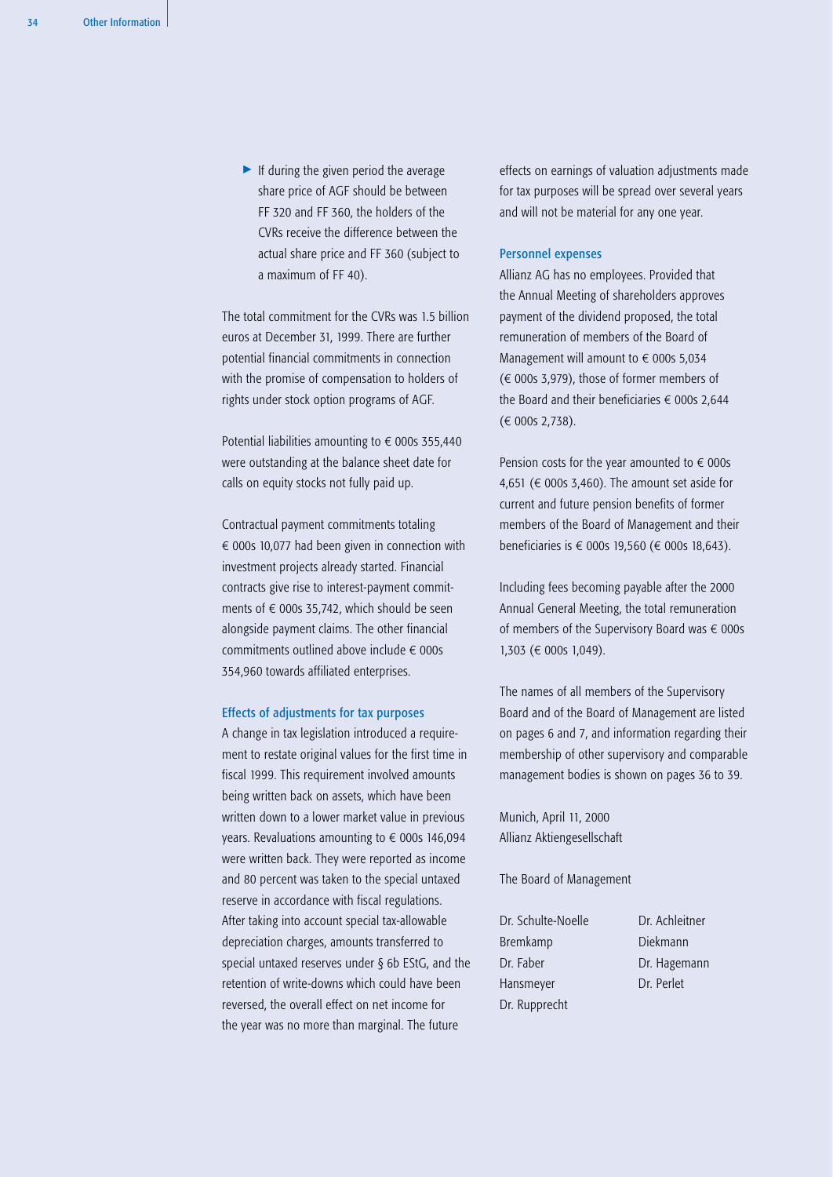- If during the given period the average share price of AGF should be between FF 320 and FF 360, the holders of the CVRs receive the difference between the actual share price and FF 360 (subject to a maximum of FF 40).

The total commitment for the CVRs was 1.5 billion euros at December 31, 1999. There are further potential financial commitments in connection with the promise of compensation to holders of rights under stock option programs of AGF.

Potential liabilities amounting to € 000s 355,440 were outstanding at the balance sheet date for calls on equity stocks not fully paid up.

Contractual payment commitments totaling € 000s 10,077 had been given in connection with investment projects already started. Financial contracts give rise to interest-payment commitments of € 000s 35,742, which should be seen alongside payment claims. The other financial commitments outlined above include € 000s 354,960 towards affiliated enterprises.

### Effects of adjustments for tax purposes

A change in tax legislation introduced a requirement to restate original values for the first time in fiscal 1999. This requirement involved amounts being written back on assets, which have been written down to a lower market value in previous years. Revaluations amounting to € 000s 146,094 were written back. They were reported as income and 80 percent was taken to the special untaxed reserve in accordance with fiscal regulations. After taking into account special tax-allowable depreciation charges, amounts transferred to special untaxed reserves under § 6b EStG, and the retention of write-downs which could have been reversed, the overall effect on net income for the year was no more than marginal. The future effects on earnings of valuation adjustments made for tax purposes will be spread over several years and will not be material for any one year.

### Personnel expenses

Allianz AG has no employees. Provided that the Annual Meeting of shareholders approves payment of the dividend proposed, the total remuneration of members of the Board of Management will amount to € 000s 5,034 (€ 000s 3,979), those of former members of the Board and their beneficiaries € 000s 2,644 (€ 000s 2,738).

Pension costs for the year amounted to € 000s 4,651 (€ 000s 3,460). The amount set aside for current and future pension benefits of former members of the Board of Management and their beneficiaries is € 000s 19,560 (€ 000s 18,643).

Including fees becoming payable after the 2000 Annual General Meeting, the total remuneration of members of the Supervisory Board was € 000s 1,303 (€ 000s 1,049).

The names of all members of the Supervisory Board and of the Board of Management are listed on pages 6 and 7, and information regarding their membership of other supervisory and comparable management bodies is shown on pages 36 to 39.

Munich, April 11, 2000
Allianz Aktiengesellschaft

The Board of Management

Dr. Schulte-Noelle
Dr. Achleitner
Bremkamp
Diekmann
Dr. Faber
Dr. Hagemann
Hansmeyer
Dr. Perlet
Dr. Rupprecht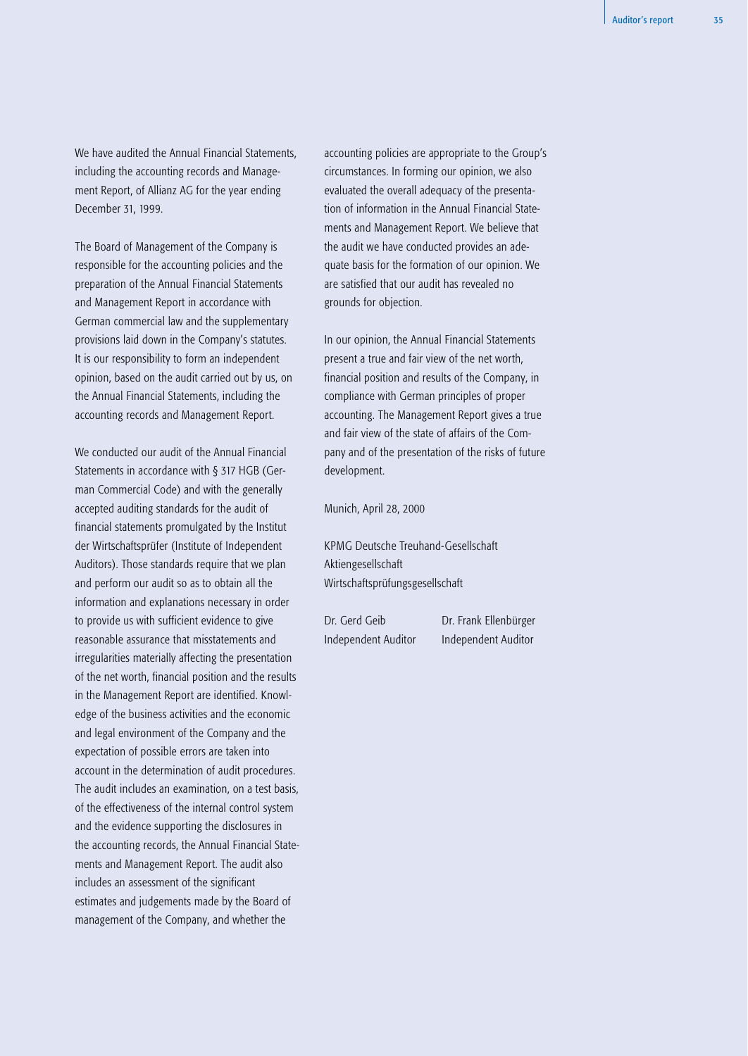We have audited the Annual Financial Statements, including the accounting records and Management Report, of Allianz AG for the year ending December 31, 1999.

The Board of Management of the Company is responsible for the accounting policies and the preparation of the Annual Financial Statements and Management Report in accordance with German commercial law and the supplementary provisions laid down in the Company's statutes. It is our responsibility to form an independent opinion, based on the audit carried out by us, on the Annual Financial Statements, including the accounting records and Management Report.

We conducted our audit of the Annual Financial Statements in accordance with § 317 HGB (German Commercial Code) and with the generally accepted auditing standards for the audit of financial statements promulgated by the Institut der Wirtschaftsprüfer (Institute of Independent Auditors). Those standards require that we plan and perform our audit so as to obtain all the information and explanations necessary in order to provide us with sufficient evidence to give reasonable assurance that misstatements and irregularities materially affecting the presentation of the net worth, financial position and the results in the Management Report are identified. Knowledge of the business activities and the economic and legal environment of the Company and the expectation of possible errors are taken into account in the determination of audit procedures. The audit includes an examination, on a test basis, of the effectiveness of the internal control system and the evidence supporting the disclosures in the accounting records, the Annual Financial Statements and Management Report. The audit also includes an assessment of the significant estimates and judgements made by the Board of management of the Company, and whether the accounting policies are appropriate to the Group's circumstances. In forming our opinion, we also evaluated the overall adequacy of the presentation of information in the Annual Financial Statements and Management Report. We believe that the audit we have conducted provides an adequate basis for the formation of our opinion. We are satisfied that our audit has revealed no grounds for objection.

In our opinion, the Annual Financial Statements present a true and fair view of the net worth, financial position and results of the Company, in compliance with German principles of proper accounting. The Management Report gives a true and fair view of the state of affairs of the Company and of the presentation of the risks of future development.

Munich, April 28, 2000

KPMG Deutsche Treuhand-Gesellschaft
Aktiengesellschaft
Wirtschaftsprüfungsgesellschaft

Dr. Gerd Geib
Independent Auditor

Dr. Frank Ellenbürger
Independent Auditor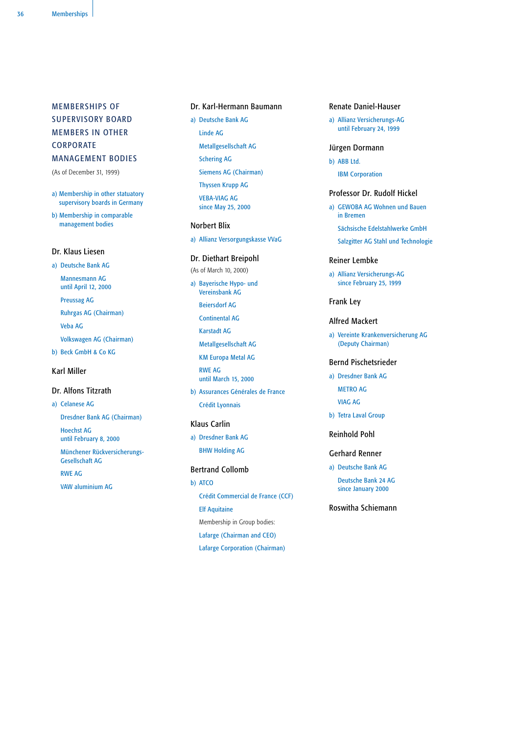## MEMBERSHIPS OF SUPERVISORY BOARD MEMBERS IN OTHER CORPORATE MANAGEMENT BODIES

(As of December 31, 1999)

a) Membership in other statuatory supervisory boards in Germany

b) Membership in comparable management bodies

### Dr. Klaus Liesen

a) Deutsche Bank AG
   Mannesmann AG
   until April 12, 2000
   Preussag AG
   Ruhrgas AG (Chairman)
   Veba AG
   Volkswagen AG (Chairman)

b) Beck GmbH & Co KG

### Karl Miller

### Dr. Alfons Titzrath

a) Celanese AG
   Dresdner Bank AG (Chairman)
   Hoechst AG
   until February 8, 2000
   Münchener Rückversicherungs-Gesellschaft AG
   RWE AG
   VAW aluminium AG

### Dr. Karl-Hermann Baumann

a) Deutsche Bank AG
   Linde AG
   Metallgesellschaft AG
   Schering AG
   Siemens AG (Chairman)
   Thyssen Krupp AG
   VEBA-VIAG AG
   since May 25, 2000

### Norbert Blix

a) Allianz Versorgungskasse VVaG

### Dr. Diethart Breipohl

(As of March 10, 2000)

a) Bayerische Hypo- und Vereinsbank AG
   Beiersdorf AG
   Continental AG
   Karstadt AG
   Metallgesellschaft AG
   KM Europa Metal AG
   RWE AG
   until March 15, 2000

b) Assurances Générales de France
   Crédit Lyonnais

### Klaus Carlin

a) Dresdner Bank AG
   BHW Holding AG

### Bertrand Collomb

b) ATCO
   Crédit Commercial de France (CCF)
   Elf Aquitaine
   Membership in Group bodies:
   Lafarge (Chairman and CEO)
   Lafarge Corporation (Chairman)

### Renate Daniel-Hauser

a) Allianz Versicherungs-AG
   until February 24, 1999

### Jürgen Dormann

b) ABB Ltd.
   IBM Corporation

### Professor Dr. Rudolf Hickel

a) GEWOBA AG Wohnen und Bauen in Bremen
   Sächsische Edelstahlwerke GmbH
   Salzgitter AG Stahl und Technologie

### Reiner Lembke

a) Allianz Versicherungs-AG
   since February 25, 1999

### Frank Ley

### Alfred Mackert

a) Vereinte Krankenversicherung AG (Deputy Chairman)

### Bernd Pischetsrieder

a) Dresdner Bank AG
   METRO AG
   VIAG AG

b) Tetra Laval Group

### Reinhold Pohl

### Gerhard Renner

a) Deutsche Bank AG
   Deutsche Bank 24 AG
   since January 2000

### Roswitha Schiemann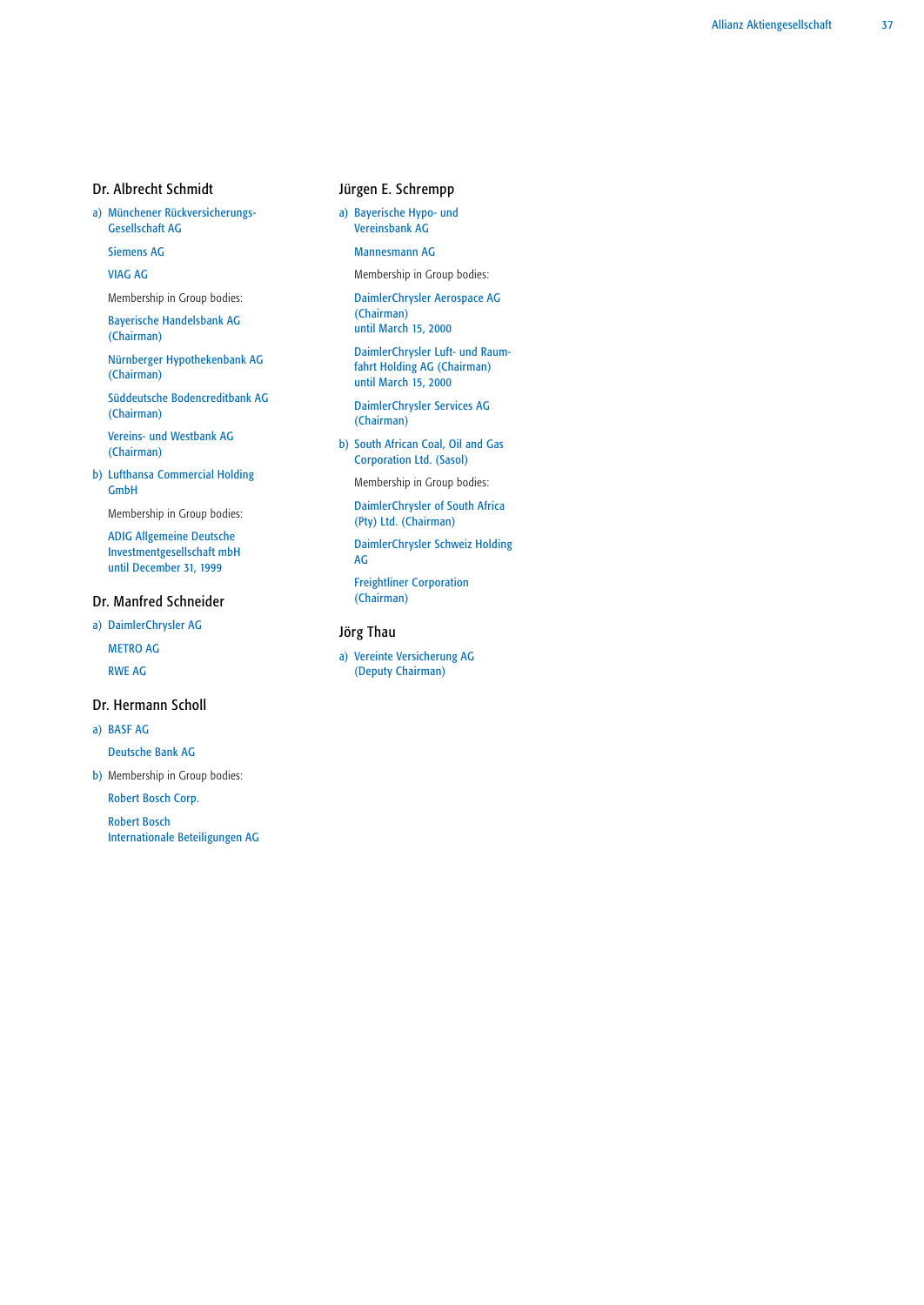### Dr. Albrecht Schmidt

a) Münchener Rückversicherungs-Gesellschaft AG

Siemens AG

VIAG AG

Membership in Group bodies:

Bayerische Handelsbank AG (Chairman)

Nürnberger Hypothekenbank AG (Chairman)

Süddeutsche Bodencreditbank AG (Chairman)

Vereins- und Westbank AG (Chairman)

b) Lufthansa Commercial Holding GmbH

Membership in Group bodies:

ADIG Allgemeine Deutsche Investmentgesellschaft mbH until December 31, 1999

### Dr. Manfred Schneider

a) DaimlerChrysler AG

METRO AG

RWE AG

### Dr. Hermann Scholl

a) BASF AG

Deutsche Bank AG

b) Membership in Group bodies:

Robert Bosch Corp.

Robert Bosch Internationale Beteiligungen AG

### Jürgen E. Schrempp

a) Bayerische Hypo- und Vereinsbank AG

Mannesmann AG

Membership in Group bodies:

DaimlerChrysler Aerospace AG (Chairman) until March 15, 2000

DaimlerChrysler Luft- und Raumfahrt Holding AG (Chairman) until March 15, 2000

DaimlerChrysler Services AG (Chairman)

b) South African Coal, Oil and Gas Corporation Ltd. (Sasol)

Membership in Group bodies:

DaimlerChrysler of South Africa (Pty) Ltd. (Chairman)

DaimlerChrysler Schweiz Holding AG

Freightliner Corporation (Chairman)

### Jörg Thau

a) Vereinte Versicherung AG (Deputy Chairman)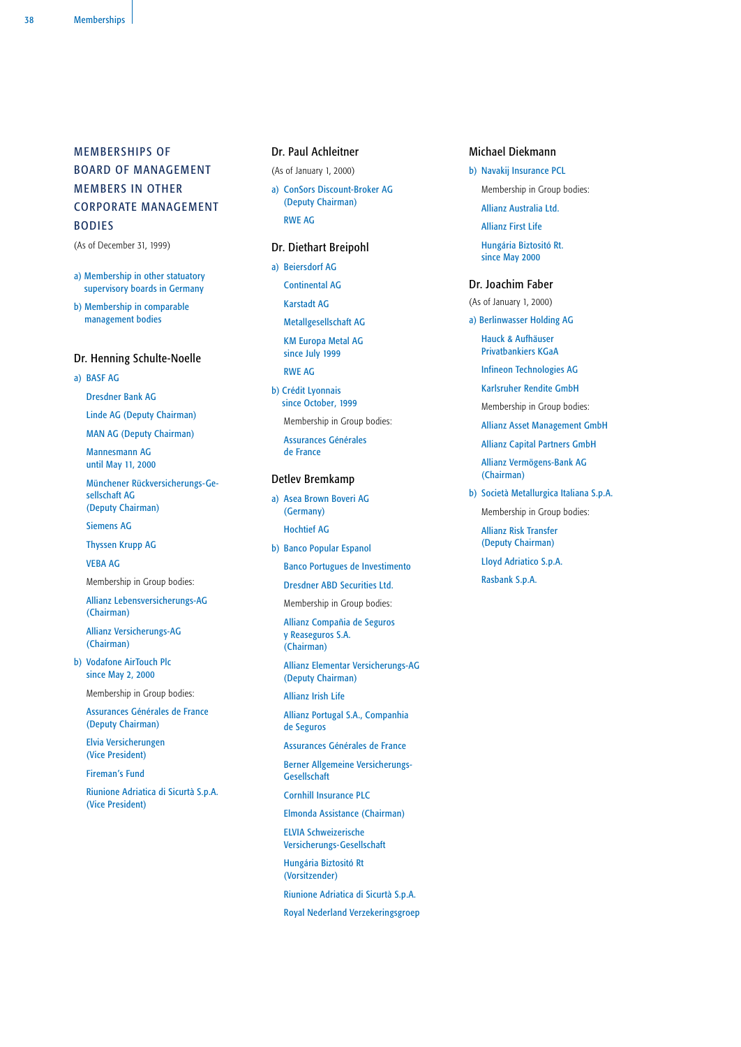# MEMBERSHIPS OF BOARD OF MANAGEMENT MEMBERS IN OTHER CORPORATE MANAGEMENT BODIES

(As of December 31, 1999)

a) Membership in other statuatory supervisory boards in Germany

b) Membership in comparable management bodies

## Dr. Henning Schulte-Noelle

a) BASF AG

Dresdner Bank AG

Linde AG (Deputy Chairman)

MAN AG (Deputy Chairman)

Mannesmann AG
until May 11, 2000

Münchener Rückversicherungs-Gesellschaft AG
(Deputy Chairman)

Siemens AG

Thyssen Krupp AG

VEBA AG

Membership in Group bodies:

Allianz Lebensversicherungs-AG
(Chairman)

Allianz Versicherungs-AG
(Chairman)

b) Vodafone AirTouch Plc
since May 2, 2000

Membership in Group bodies:

Assurances Générales de France
(Deputy Chairman)

Elvia Versicherungen
(Vice President)

Fireman's Fund

Riunione Adriatica di Sicurtà S.p.A.
(Vice President)

## Dr. Paul Achleitner

(As of January 1, 2000)

a) ConSors Discount-Broker AG
(Deputy Chairman)

RWE AG

## Dr. Diethart Breipohl

a) Beiersdorf AG

Continental AG

Karstadt AG

Metallgesellschaft AG

KM Europa Metal AG
since July 1999

RWE AG

b) Crédit Lyonnais
since October, 1999

Membership in Group bodies:

Assurances Générales
de France

## Detlev Bremkamp

a) Asea Brown Boveri AG
(Germany)

Hochtief AG

b) Banco Popular Espanol

Banco Portugues de Investimento

Dresdner ABD Securities Ltd.

Membership in Group bodies:

Allianz Compañia de Seguros
y Reaseguros S.A.
(Chairman)

Allianz Elementar Versicherungs-AG
(Deputy Chairman)

Allianz Irish Life

Allianz Portugal S.A., Companhia
de Seguros

Assurances Générales de France

Berner Allgemeine Versicherungs-Gesellschaft

Cornhill Insurance PLC

Elmonda Assistance (Chairman)

ELVIA Schweizerische
Versicherungs-Gesellschaft

Hungária Biztosító Rt
(Vorsitzender)

Riunione Adriatica di Sicurtà S.p.A.

Royal Nederland Verzekeringsgroep

## Michael Diekmann

b) Navakij Insurance PCL

Membership in Group bodies:

Allianz Australia Ltd.

Allianz First Life

Hungária Biztosító Rt.
since May 2000

## Dr. Joachim Faber

(As of January 1, 2000)

a) Berlinwasser Holding AG

Hauck & Aufhäuser
Privatbankiers KGaA

Infineon Technologies AG

Karlsruher Rendite GmbH

Membership in Group bodies:

Allianz Asset Management GmbH

Allianz Capital Partners GmbH

Allianz Vermögens-Bank AG
(Chairman)

b) Società Metallurgica Italiana S.p.A.

Membership in Group bodies:

Allianz Risk Transfer
(Deputy Chairman)

Lloyd Adriatico S.p.A.

Rasbank S.p.A.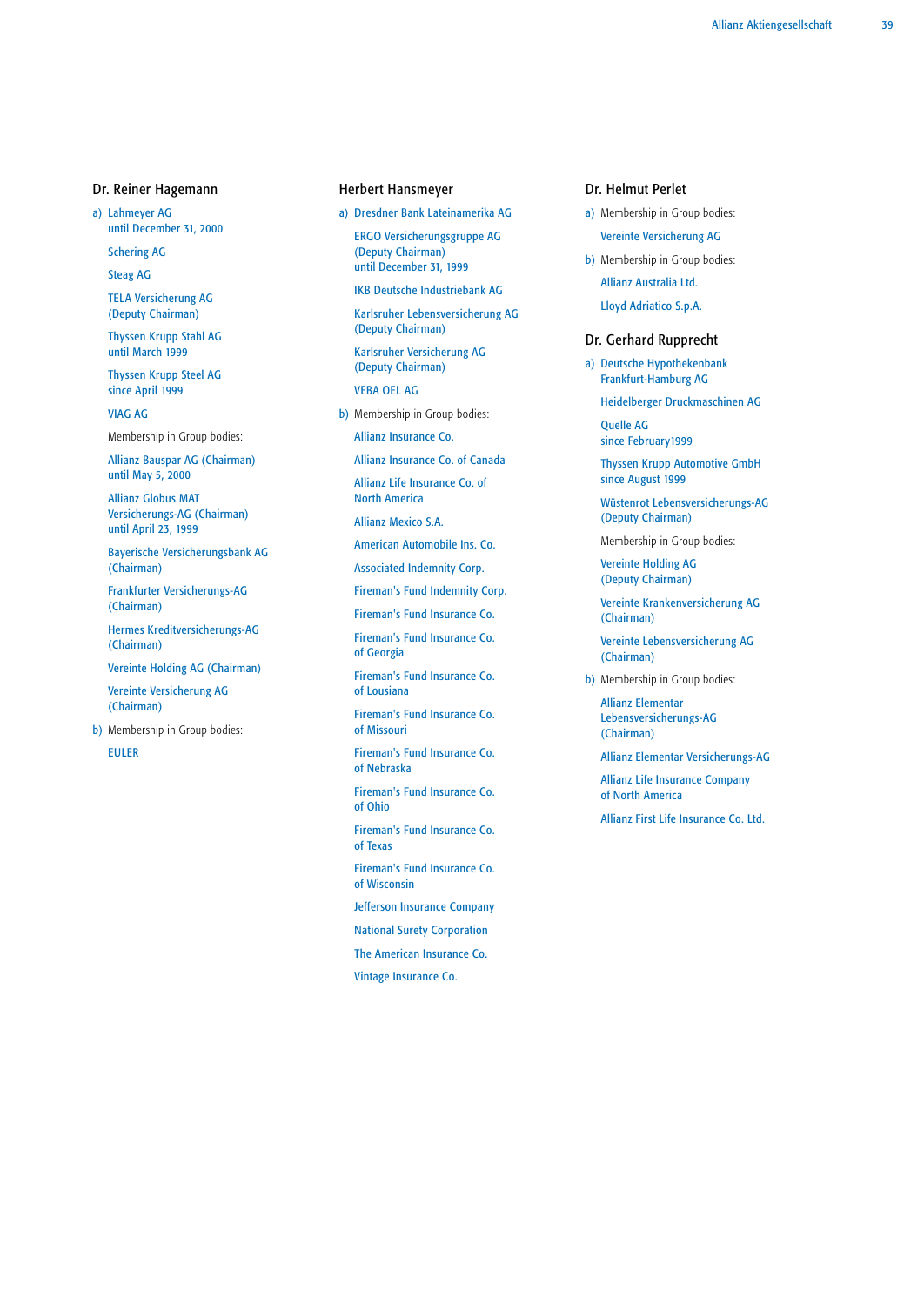### Dr. Reiner Hagemann

a) Lahmeyer AG
until December 31, 2000

Schering AG

Steag AG

TELA Versicherung AG
(Deputy Chairman)

Thyssen Krupp Stahl AG
until March 1999

Thyssen Krupp Steel AG
since April 1999

VIAG AG

Membership in Group bodies:

Allianz Bauspar AG (Chairman)
until May 5, 2000

Allianz Globus MAT
Versicherungs-AG (Chairman)
until April 23, 1999

Bayerische Versicherungsbank AG
(Chairman)

Frankfurter Versicherungs-AG
(Chairman)

Hermes Kreditversicherungs-AG
(Chairman)

Vereinte Holding AG (Chairman)

Vereinte Versicherung AG
(Chairman)

b) Membership in Group bodies:

EULER

### Herbert Hansmeyer

a) Dresdner Bank Lateinamerika AG

ERGO Versicherungsgruppe AG
(Deputy Chairman)
until December 31, 1999

IKB Deutsche Industriebank AG

Karlsruher Lebensversicherung AG
(Deputy Chairman)

Karlsruher Versicherung AG
(Deputy Chairman)

VEBA OEL AG

b) Membership in Group bodies:

Allianz Insurance Co.

Allianz Insurance Co. of Canada

Allianz Life Insurance Co. of
North America

Allianz Mexico S.A.

American Automobile Ins. Co.

Associated Indemnity Corp.

Fireman's Fund Indemnity Corp.

Fireman's Fund Insurance Co.

Fireman's Fund Insurance Co.
of Georgia

Fireman's Fund Insurance Co.
of Lousiana

Fireman's Fund Insurance Co.
of Missouri

Fireman's Fund Insurance Co.
of Nebraska

Fireman's Fund Insurance Co.
of Ohio

Fireman's Fund Insurance Co.
of Texas

Fireman's Fund Insurance Co.
of Wisconsin

Jefferson Insurance Company

National Surety Corporation

The American Insurance Co.

Vintage Insurance Co.

### Dr. Helmut Perlet

a) Membership in Group bodies:

Vereinte Versicherung AG

b) Membership in Group bodies:

Allianz Australia Ltd.

Lloyd Adriatico S.p.A.

### Dr. Gerhard Rupprecht

a) Deutsche Hypothekenbank
Frankfurt-Hamburg AG

Heidelberger Druckmaschinen AG

Quelle AG
since February1999

Thyssen Krupp Automotive GmbH
since August 1999

Wüstenrot Lebensversicherungs-AG
(Deputy Chairman)

Membership in Group bodies:

Vereinte Holding AG
(Deputy Chairman)

Vereinte Krankenversicherung AG
(Chairman)

Vereinte Lebensversicherung AG
(Chairman)

b) Membership in Group bodies:

Allianz Elementar
Lebensversicherungs-AG
(Chairman)

Allianz Elementar Versicherungs-AG

Allianz Life Insurance Company
of North America

Allianz First Life Insurance Co. Ltd.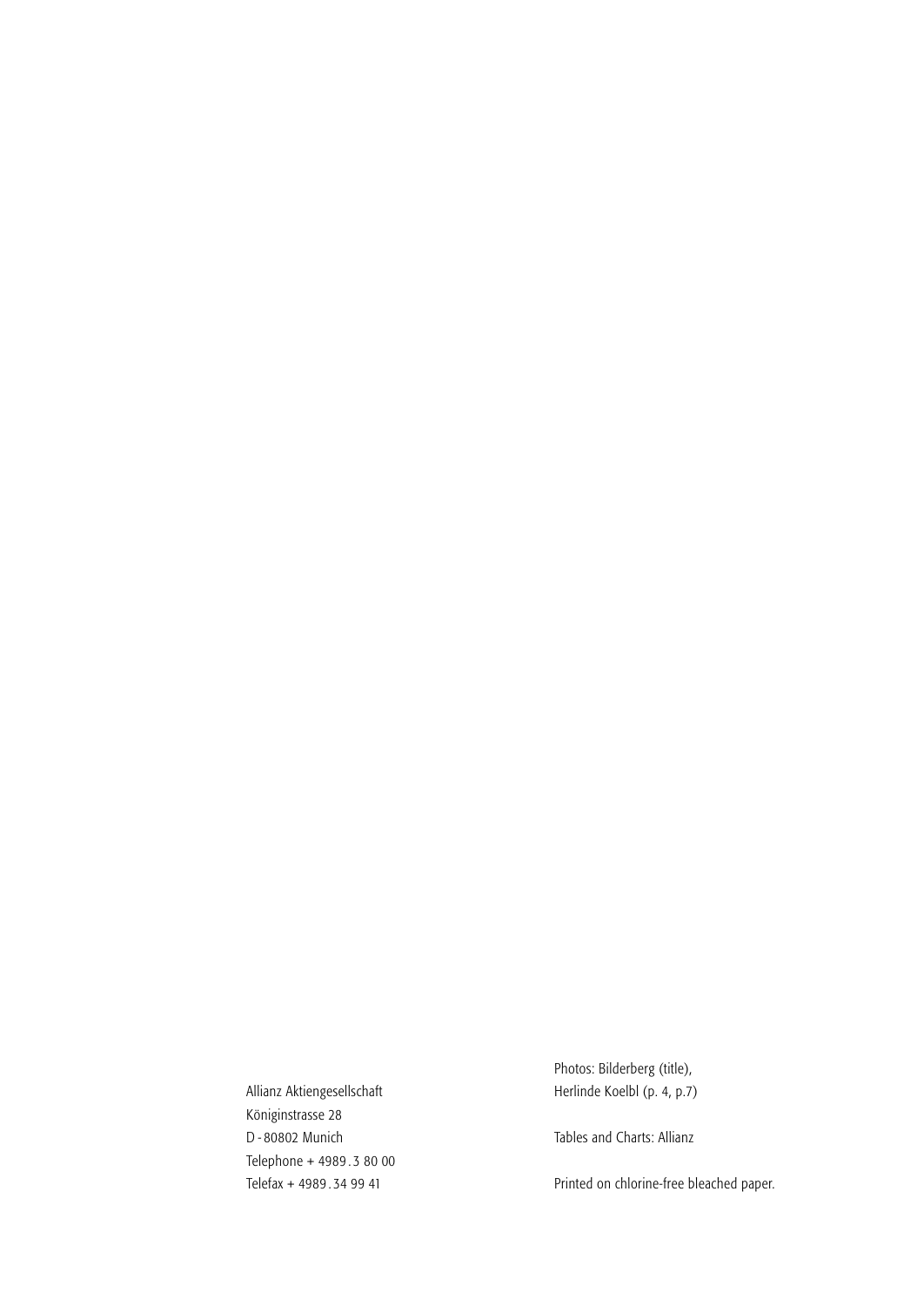Allianz Aktiengesellschaft
Königinstrasse 28
D - 80802 Munich
Telephone + 4989 . 3 80 00
Telefax + 4989 . 34 99 41

Photos: Bilderberg (title),
Herlinde Koelbl (p. 4, p.7)

Tables and Charts: Allianz

Printed on chlorine-free bleached paper.